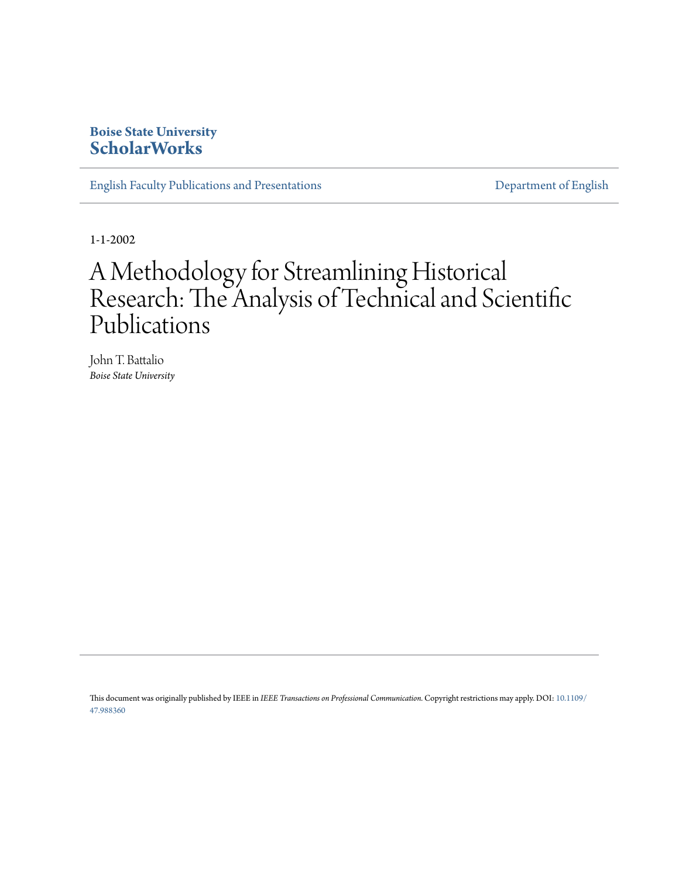**Boise State University**
**ScholarWorks**

English Faculty Publications and Presentations | Department of English

1-1-2002

# A Methodology for Streamlining Historical Research: The Analysis of Technical and Scientific Publications

John T. Battalio
*Boise State University*

This document was originally published by IEEE in *IEEE Transactions on Professional Communication.* Copyright restrictions may apply. DOI: 10.1109/47.988360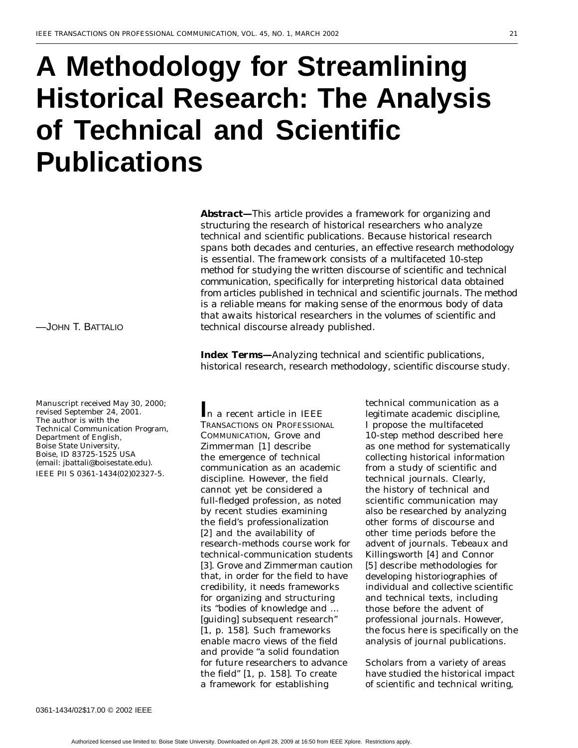# A Methodology for Streamlining Historical Research: The Analysis of Technical and Scientific Publications

—JOHN T. BATTALIO

**Abstract**—This article provides a framework for organizing and structuring the research of historical researchers who analyze technical and scientific publications. Because historical research spans both decades and centuries, an effective research methodology is essential. The framework consists of a multifaceted 10-step method for studying the written discourse of scientific and technical communication, specifically for interpreting historical data obtained from articles published in technical and scientific journals. The method is a reliable means for making sense of the enormous body of data that awaits historical researchers in the volumes of scientific and technical discourse already published.

**Index Terms**—Analyzing technical and scientific publications, historical research, research methodology, scientific discourse study.

Manuscript received May 30, 2000; revised September 24, 2001. The author is with the Technical Communication Program, Department of English, Boise State University, Boise, ID 83725-1525 USA (email: jbattali@boisestate.edu).
IEEE PII S 0361-1434(02)02327-5.

In a recent article in IEEE TRANSACTIONS ON PROFESSIONAL COMMUNICATION, Grove and Zimmerman [1] describe the emergence of technical communication as an academic discipline. However, the field cannot yet be considered a full-fledged profession, as noted by recent studies examining the field's professionalization [2] and the availability of research-methods course work for technical-communication students [3]. Grove and Zimmerman caution that, in order for the field to have credibility, it needs frameworks for organizing and structuring its "bodies of knowledge and ... [guiding] subsequent research" [1, p. 158]. Such frameworks enable macro views of the field and provide "a solid foundation for future researchers to advance the field" [1, p. 158]. To create a framework for establishing technical communication as a legitimate academic discipline, I propose the multifaceted 10-step method described here as one method for systematically collecting historical information from a study of scientific and technical journals. Clearly, the history of technical and scientific communication may also be researched by analyzing other forms of discourse and other time periods before the advent of journals. Tebeaux and Killingsworth [4] and Connor [5] describe methodologies for developing historiographies of individual and collective scientific and technical texts, including those before the advent of professional journals. However, the focus here is specifically on the analysis of journal publications.

Scholars from a variety of areas have studied the historical impact of scientific and technical writing,

0361-1434/02$17.00 © 2002 IEEE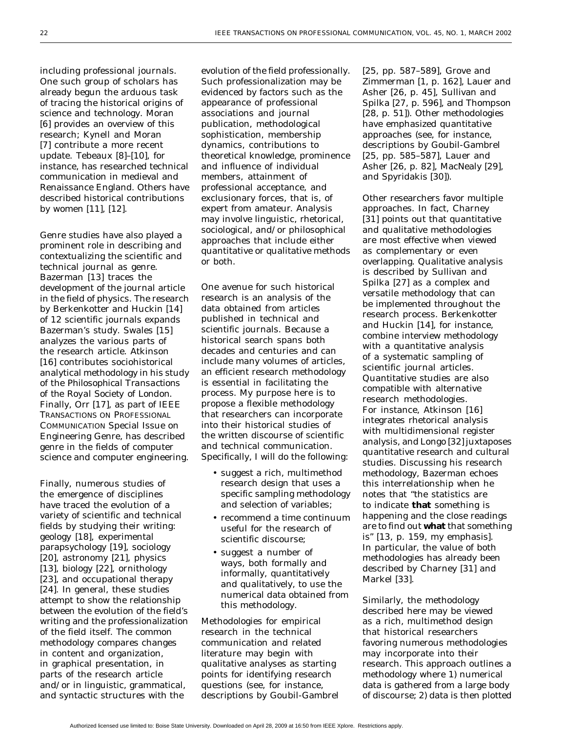including professional journals. One such group of scholars has already begun the arduous task of tracing the historical origins of science and technology. Moran [6] provides an overview of this research; Kynell and Moran [7] contribute a more recent update. Tebeaux [8]–[10], for instance, has researched technical communication in medieval and Renaissance England. Others have described historical contributions by women [11], [12].

Genre studies have also played a prominent role in describing and contextualizing the scientific and technical journal as genre. Bazerman [13] traces the development of the journal article in the field of physics. The research by Berkenkotter and Huckin [14] of 12 scientific journals expands Bazerman's study. Swales [15] analyzes the various parts of the research article. Atkinson [16] contributes sociohistorical analytical methodology in his study of the *Philosophical Transactions of the Royal Society of London*. Finally, Orr [17], as part of IEEE TRANSACTIONS ON PROFESSIONAL COMMUNICATION Special Issue on Engineering Genre, has described genre in the fields of computer science and computer engineering.

Finally, numerous studies of the emergence of disciplines have traced the evolution of a variety of scientific and technical fields by studying their writing: geology [18], experimental parapsychology [19], sociology [20], astronomy [21], physics [13], biology [22], ornithology [23], and occupational therapy [24]. In general, these studies attempt to show the relationship between the evolution of the field's writing and the professionalization of the field itself. The common methodology compares changes in content and organization, in graphical presentation, in parts of the research article and/or in linguistic, grammatical, and syntactic structures with the evolution of the field professionally. Such professionalization may be evidenced by factors such as the appearance of professional associations and journal publication, methodological sophistication, membership dynamics, contributions to theoretical knowledge, prominence and influence of individual members, attainment of professional acceptance, and exclusionary forces, that is, of expert from amateur. Analysis may involve linguistic, rhetorical, sociological, and/or philosophical approaches that include either quantitative or qualitative methods or both.

One avenue for such historical research is an analysis of the data obtained from articles published in technical and scientific journals. Because a historical search spans both decades and centuries and can include many volumes of articles, an efficient research methodology is essential in facilitating the process. My purpose here is to propose a flexible methodology that researchers can incorporate into their historical studies of the written discourse of scientific and technical communication. Specifically, I will do the following:

- suggest a rich, multimethod research design that uses a specific sampling methodology and selection of variables;
- recommend a time continuum useful for the research of scientific discourse;
- suggest a number of ways, both formally and informally, quantitatively and qualitatively, to use the numerical data obtained from this methodology.

Methodologies for empirical research in the technical communication and related literature may begin with qualitative analyses as starting points for identifying research questions (see, for instance, descriptions by Goubil-Gambrel [25, pp. 587–589], Grove and Zimmerman [1, p. 162], Lauer and Asher [26, p. 45], Sullivan and Spilka [27, p. 596], and Thompson [28, p. 51]). Other methodologies have emphasized quantitative approaches (see, for instance, descriptions by Goubil-Gambrel [25, pp. 585–587], Lauer and Asher [26, p. 82], MacNealy [29], and Spyridakis [30]).

Other researchers favor multiple approaches. In fact, Charney [31] points out that quantitative and qualitative methodologies are most effective when viewed as complementary or even overlapping. Qualitative analysis is described by Sullivan and Spilka [27] as a complex and versatile methodology that can be implemented throughout the research process. Berkenkotter and Huckin [14], for instance, combine interview methodology with a quantitative analysis of a systematic sampling of scientific journal articles. Quantitative studies are also compatible with alternative research methodologies. For instance, Atkinson [16] integrates rhetorical analysis with multidimensional register analysis, and Longo [32] juxtaposes quantitative research and cultural studies. Discussing his research methodology, Bazerman echoes this interrelationship when he notes that "the statistics are to indicate **that** something is happening and the close readings are to find out **what** that something is" [13, p. 159, my emphasis]. In particular, the value of both methodologies has already been described by Charney [31] and Markel [33].

Similarly, the methodology described here may be viewed as a rich, multimethod design that historical researchers favoring numerous methodologies may incorporate into their research. This approach outlines a methodology where 1) numerical data is gathered from a large body of discourse; 2) data is then plotted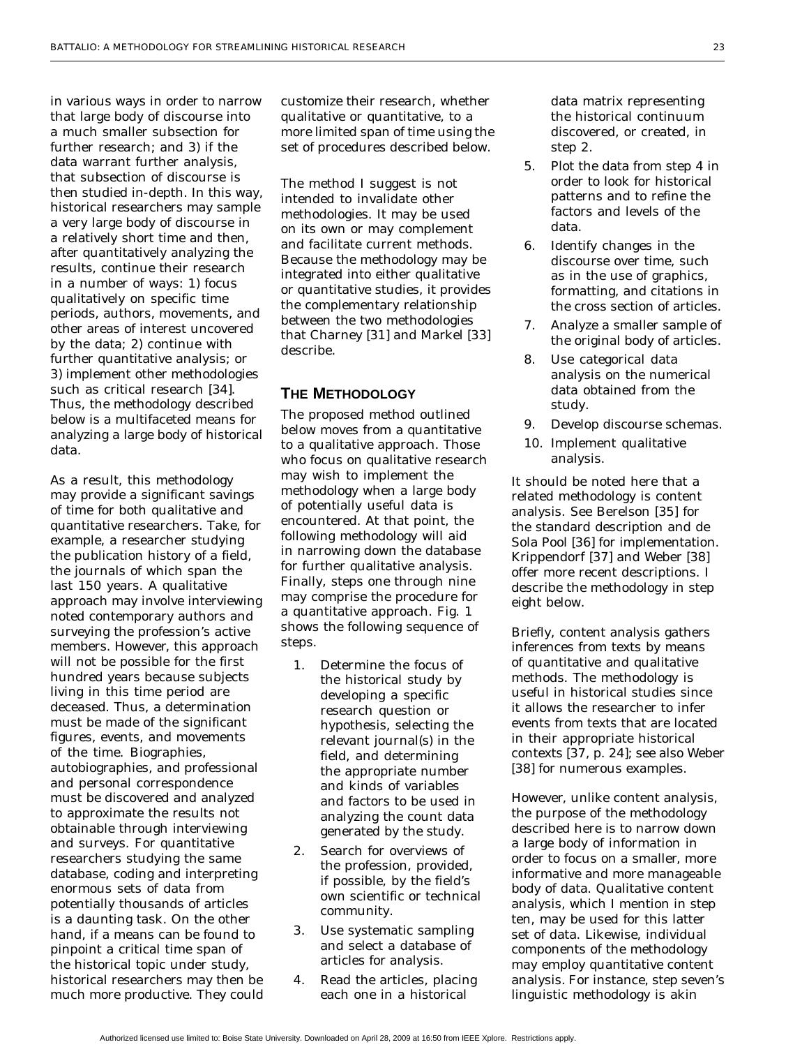in various ways in order to narrow that large body of discourse into a much smaller subsection for further research; and 3) if the data warrant further analysis, that subsection of discourse is then studied in-depth. In this way, historical researchers may sample a very large body of discourse in a relatively short time and then, after quantitatively analyzing the results, continue their research in a number of ways: 1) focus qualitatively on specific time periods, authors, movements, and other areas of interest uncovered by the data; 2) continue with further quantitative analysis; or 3) implement other methodologies such as critical research [34]. Thus, the methodology described below is a multifaceted means for analyzing a large body of historical data.

As a result, this methodology may provide a significant savings of time for both qualitative and quantitative researchers. Take, for example, a researcher studying the publication history of a field, the journals of which span the last 150 years. A qualitative approach may involve interviewing noted contemporary authors and surveying the profession's active members. However, this approach will not be possible for the first hundred years because subjects living in this time period are deceased. Thus, a determination must be made of the significant figures, events, and movements of the time. Biographies, autobiographies, and professional and personal correspondence must be discovered and analyzed to approximate the results not obtainable through interviewing and surveys. For quantitative researchers studying the same database, coding and interpreting enormous sets of data from potentially thousands of articles is a daunting task. On the other hand, if a means can be found to pinpoint a critical time span of the historical topic under study, historical researchers may then be much more productive. They could customize their research, whether qualitative or quantitative, to a more limited span of time using the set of procedures described below.

The method I suggest is not intended to invalidate other methodologies. It may be used on its own or may complement and facilitate current methods. Because the methodology may be integrated into either qualitative or quantitative studies, it provides the complementary relationship between the two methodologies that Charney [31] and Markel [33] describe.

## THE METHODOLOGY

The proposed method outlined below moves from a quantitative to a qualitative approach. Those who focus on qualitative research may wish to implement the methodology when a large body of potentially useful data is encountered. At that point, the following methodology will aid in narrowing down the database for further qualitative analysis. Finally, steps one through nine may comprise the procedure for a quantitative approach. Fig. 1 shows the following sequence of steps.

1. Determine the focus of the historical study by developing a specific research question or hypothesis, selecting the relevant journal(s) in the field, and determining the appropriate number and kinds of variables and factors to be used in analyzing the count data generated by the study.
2. Search for overviews of the profession, provided, if possible, by the field's own scientific or technical community.
3. Use systematic sampling and select a database of articles for analysis.
4. Read the articles, placing each one in a historical data matrix representing the historical continuum discovered, or created, in step 2.
5. Plot the data from step 4 in order to look for historical patterns and to refine the factors and levels of the data.
6. Identify changes in the discourse over time, such as in the use of graphics, formatting, and citations in the cross section of articles.
7. Analyze a smaller sample of the original body of articles.
8. Use categorical data analysis on the numerical data obtained from the study.
9. Develop discourse schemas.
10. Implement qualitative analysis.

It should be noted here that a related methodology is content analysis. See Berelson [35] for the standard description and de Sola Pool [36] for implementation. Krippendorf [37] and Weber [38] offer more recent descriptions. I describe the methodology in step eight below.

Briefly, content analysis gathers inferences from texts by means of quantitative and qualitative methods. The methodology is useful in historical studies since it allows the researcher to infer events from texts that are located in their appropriate historical contexts [37, p. 24]; see also Weber [38] for numerous examples.

However, unlike content analysis, the purpose of the methodology described here is to narrow down a large body of information in order to focus on a smaller, more informative and more manageable body of data. Qualitative content analysis, which I mention in step ten, may be used for this latter set of data. Likewise, individual components of the methodology may employ quantitative content analysis. For instance, step seven's linguistic methodology is akin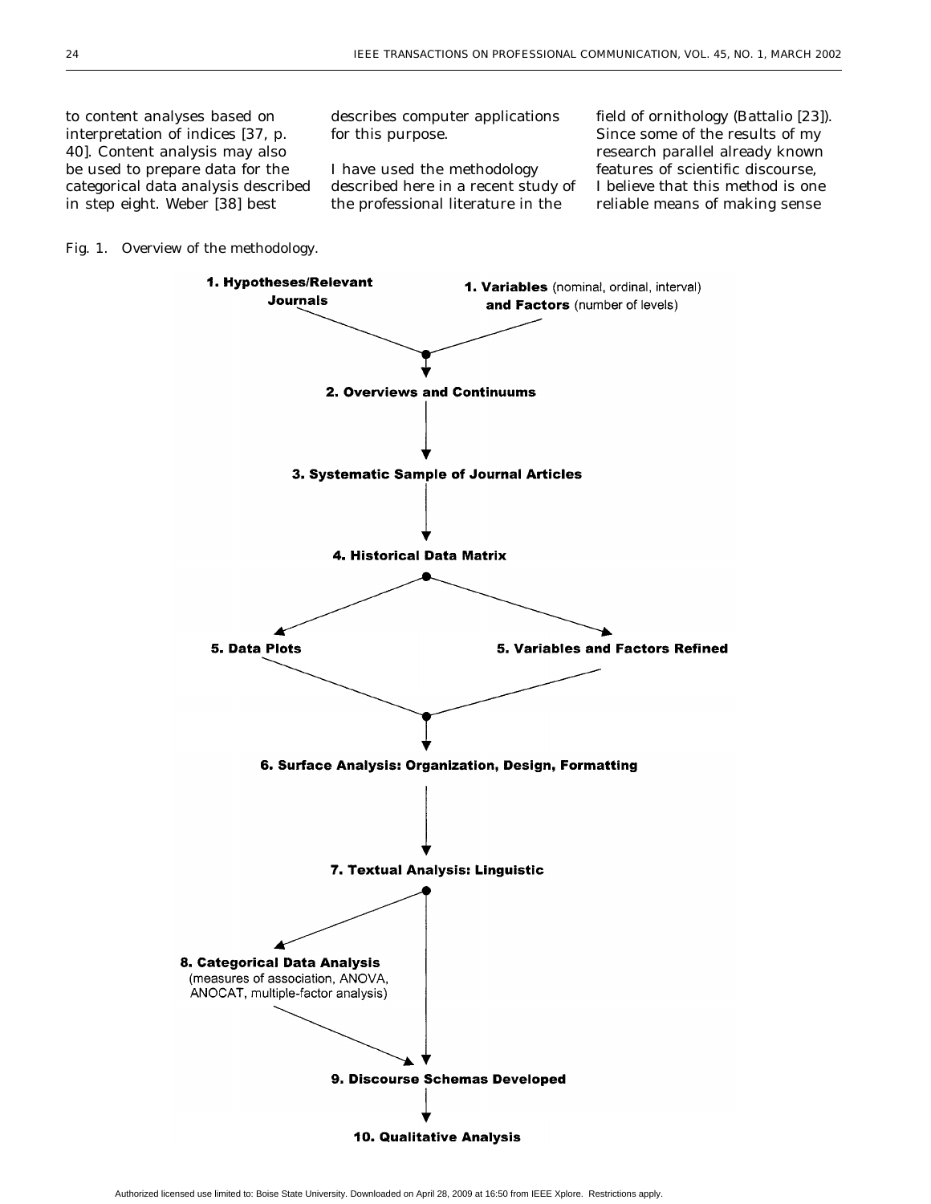to content analyses based on interpretation of indices [37, p. 40]. Content analysis may also be used to prepare data for the categorical data analysis described in step eight. Weber [38] best describes computer applications for this purpose.

I have used the methodology described here in a recent study of the professional literature in the field of ornithology (Battalio [23]). Since some of the results of my research parallel already known features of scientific discourse, I believe that this method is one reliable means of making sense

Fig. 1. Overview of the methodology.

**1. Hypotheses/Relevant Journals**

**1. Variables** (nominal, ordinal, interval) **and Factors** (number of levels)

**2. Overviews and Continuums**

**3. Systematic Sample of Journal Articles**

**4. Historical Data Matrix**

**5. Data Plots**

**5. Variables and Factors Refined**

**6. Surface Analysis: Organization, Design, Formatting**

**7. Textual Analysis: Linguistic**

**8. Categorical Data Analysis** (measures of association, ANOVA, ANOCAT, multiple-factor analysis)

**9. Discourse Schemas Developed**

**10. Qualitative Analysis**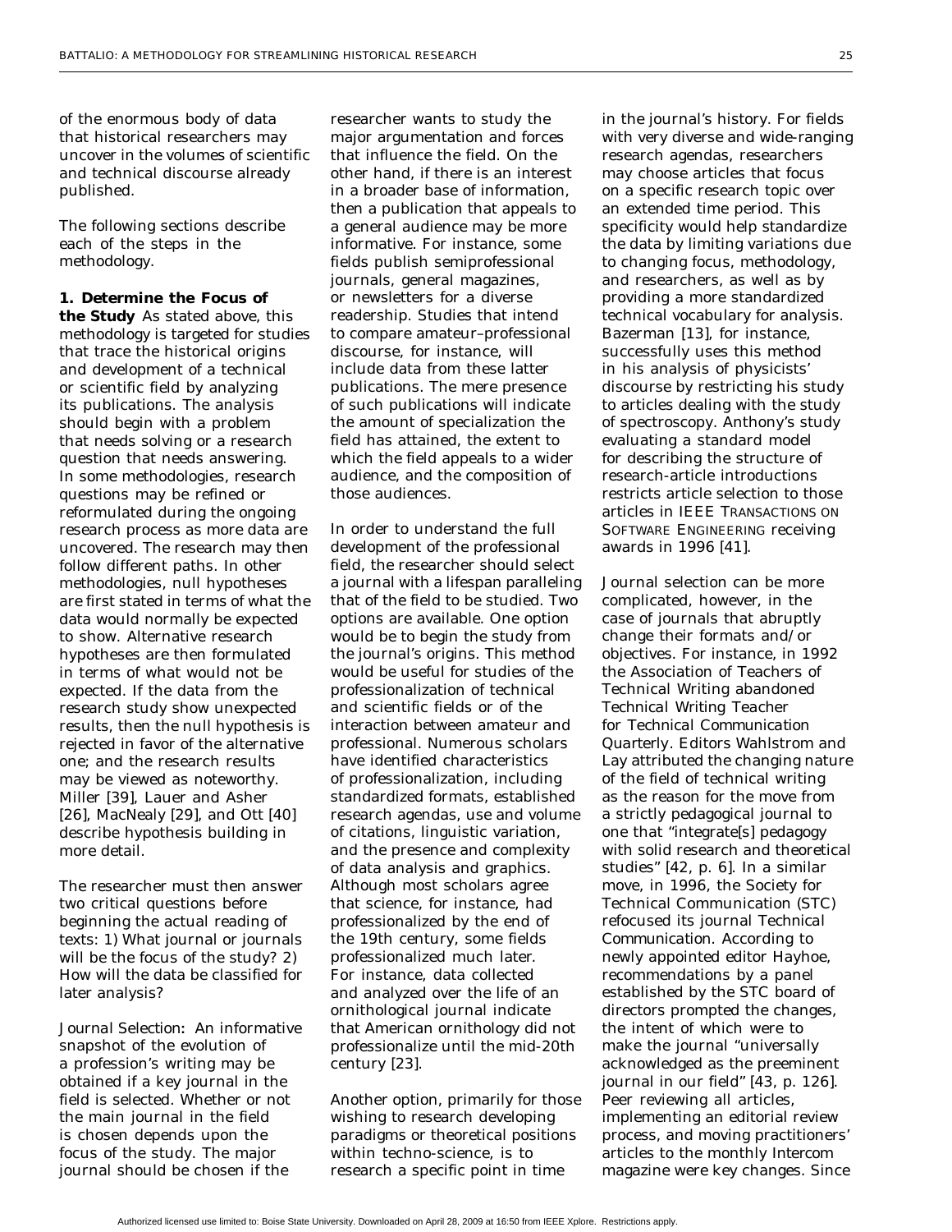of the enormous body of data that historical researchers may uncover in the volumes of scientific and technical discourse already published.

The following sections describe each of the steps in the methodology.

**1. Determine the Focus of the Study** As stated above, this methodology is targeted for studies that trace the historical origins and development of a technical or scientific field by analyzing its publications. The analysis should begin with a problem that needs solving or a research question that needs answering. In some methodologies, research questions may be refined or reformulated during the ongoing research process as more data are uncovered. The research may then follow different paths. In other methodologies, null hypotheses are first stated in terms of what the data would normally be expected to show. Alternative research hypotheses are then formulated in terms of what would not be expected. If the data from the research study show unexpected results, then the null hypothesis is rejected in favor of the alternative one; and the research results may be viewed as noteworthy. Miller [39], Lauer and Asher [26], MacNealy [29], and Ott [40] describe hypothesis building in more detail.

The researcher must then answer two critical questions before beginning the actual reading of texts: 1) What journal or journals will be the focus of the study? 2) How will the data be classified for later analysis?

*Journal Selection*: An informative snapshot of the evolution of a profession's writing may be obtained if a key journal in the field is selected. Whether or not the main journal in the field is chosen depends upon the focus of the study. The major journal should be chosen if the researcher wants to study the major argumentation and forces that influence the field. On the other hand, if there is an interest in a broader base of information, then a publication that appeals to a general audience may be more informative. For instance, some fields publish semiprofessional journals, general magazines, or newsletters for a diverse readership. Studies that intend to compare amateur–professional discourse, for instance, will include data from these latter publications. The mere presence of such publications will indicate the amount of specialization the field has attained, the extent to which the field appeals to a wider audience, and the composition of those audiences.

In order to understand the full development of the professional field, the researcher should select a journal with a lifespan paralleling that of the field to be studied. Two options are available. One option would be to begin the study from the journal's origins. This method would be useful for studies of the professionalization of technical and scientific fields or of the interaction between amateur and professional. Numerous scholars have identified characteristics of professionalization, including standardized formats, established research agendas, use and volume of citations, linguistic variation, and the presence and complexity of data analysis and graphics. Although most scholars agree that science, for instance, had professionalized by the end of the 19th century, some fields professionalized much later. For instance, data collected and analyzed over the life of an ornithological journal indicate that American ornithology did not professionalize until the mid-20th century [23].

Another option, primarily for those wishing to research developing paradigms or theoretical positions within techno-science, is to research a specific point in time in the journal's history. For fields with very diverse and wide-ranging research agendas, researchers may choose articles that focus on a specific research topic over an extended time period. This specificity would help standardize the data by limiting variations due to changing focus, methodology, and researchers, as well as by providing a more standardized technical vocabulary for analysis. Bazerman [13], for instance, successfully uses this method in his analysis of physicists' discourse by restricting his study to articles dealing with the study of spectroscopy. Anthony's study evaluating a standard model for describing the structure of research-article introductions restricts article selection to those articles in IEEE TRANSACTIONS ON SOFTWARE ENGINEERING receiving awards in 1996 [41].

Journal selection can be more complicated, however, in the case of journals that abruptly change their formats and/or objectives. For instance, in 1992 the Association of Teachers of Technical Writing abandoned *Technical Writing Teacher* for *Technical Communication Quarterly*. Editors Wahlstrom and Lay attributed the changing nature of the field of technical writing as the reason for the move from a strictly pedagogical journal to one that "integrate[s] pedagogy with solid research and theoretical studies" [42, p. 6]. In a similar move, in 1996, the Society for Technical Communication (STC) refocused its journal *Technical Communication*. According to newly appointed editor Hayhoe, recommendations by a panel established by the STC board of directors prompted the changes, the intent of which were to make the journal "universally acknowledged as the preeminent journal in our field" [43, p. 126]. Peer reviewing all articles, implementing an editorial review process, and moving practitioners' articles to the monthly *Intercom* magazine were key changes. Since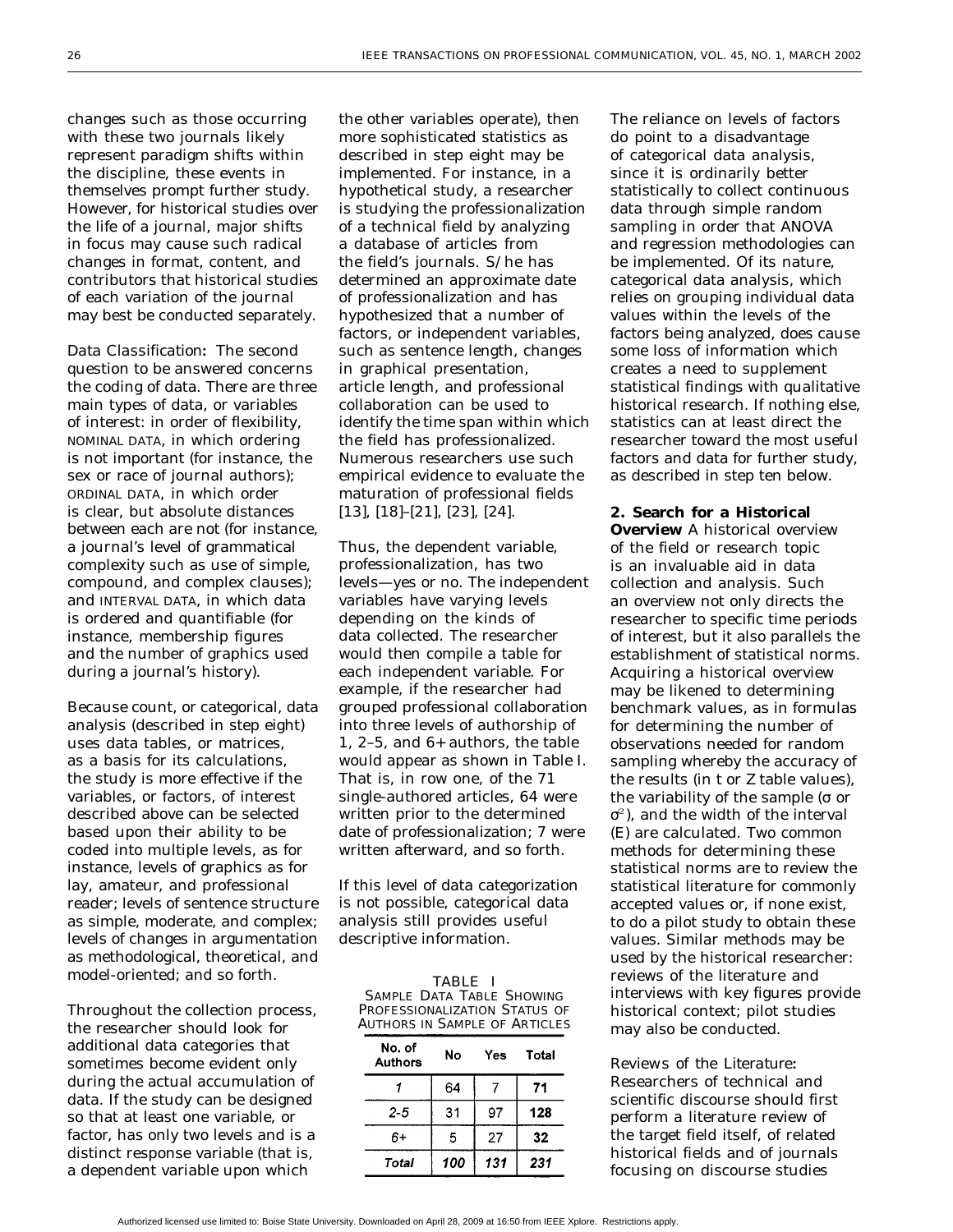changes such as those occurring with these two journals likely represent paradigm shifts within the discipline, these events in themselves prompt further study. However, for historical studies over the life of a journal, major shifts in focus may cause such radical changes in format, content, and contributors that historical studies of each variation of the journal may best be conducted separately.

*Data Classification:* The second question to be answered concerns the coding of data. There are three main types of data, or variables of interest: in order of flexibility, NOMINAL DATA, in which ordering is not important (for instance, the sex or race of journal authors); ORDINAL DATA, in which order is clear, but absolute distances between each are not (for instance, a journal's level of grammatical complexity such as use of simple, compound, and complex clauses); and INTERVAL DATA, in which data is ordered and quantifiable (for instance, membership figures and the number of graphics used during a journal's history).

Because count, or categorical, data analysis (described in step eight) uses data tables, or matrices, as a basis for its calculations, the study is more effective if the variables, or factors, of interest described above can be selected based upon their ability to be coded into multiple levels, as for instance, levels of graphics as for lay, amateur, and professional reader; levels of sentence structure as simple, moderate, and complex; levels of changes in argumentation as methodological, theoretical, and model-oriented; and so forth.

Throughout the collection process, the researcher should look for additional data categories that sometimes become evident only during the actual accumulation of data. If the study can be designed so that at least one variable, or factor, has only two levels and is a distinct response variable (that is, a dependent variable upon which the other variables operate), then more sophisticated statistics as described in step eight may be implemented. For instance, in a hypothetical study, a researcher is studying the professionalization of a technical field by analyzing a database of articles from the field's journals. S/he has determined an approximate date of professionalization and has hypothesized that a number of factors, or independent variables, such as sentence length, changes in graphical presentation, article length, and professional collaboration can be used to identify the time span within which the field has professionalized. Numerous researchers use such empirical evidence to evaluate the maturation of professional fields [13], [18]–[21], [23], [24].

Thus, the dependent variable, professionalization, has two levels—yes or no. The independent variables have varying levels depending on the kinds of data collected. The researcher would then compile a table for each independent variable. For example, if the researcher had grouped professional collaboration into three levels of authorship of 1, 2–5, and 6+ authors, the table would appear as shown in Table I. That is, in row one, of the 71 single-authored articles, 64 were written prior to the determined date of professionalization; 7 were written afterward, and so forth.

If this level of data categorization is not possible, categorical data analysis still provides useful descriptive information.

TABLE I
SAMPLE DATA TABLE SHOWING PROFESSIONALIZATION STATUS OF AUTHORS IN SAMPLE OF ARTICLES

| No. of Authors | No | Yes | Total |
|---|---|---|---|
| *1* | 64 | 7 | **71** |
| *2-5* | 31 | 97 | **128** |
| *6+* | 5 | 27 | **32** |
| *Total* | ***100*** | ***131*** | ***231*** |

The reliance on levels of factors do point to a disadvantage of categorical data analysis, since it is ordinarily better statistically to collect continuous data through simple random sampling in order that ANOVA and regression methodologies can be implemented. Of its nature, categorical data analysis, which relies on grouping individual data values within the levels of the factors being analyzed, does cause some loss of information which creates a need to supplement statistical findings with qualitative historical research. If nothing else, statistics can at least direct the researcher toward the most useful factors and data for further study, as described in step ten below.

**2. Search for a Historical Overview** A historical overview of the field or research topic is an invaluable aid in data collection and analysis. Such an overview not only directs the researcher to specific time periods of interest, but it also parallels the establishment of statistical norms. Acquiring a historical overview may be likened to determining benchmark values, as in formulas for determining the number of observations needed for random sampling whereby the accuracy of the results (in $t$ or $Z$ table values), the variability of the sample ($\sigma$ or $\sigma^2$), and the width of the interval ($E$) are calculated. Two common methods for determining these statistical norms are to review the statistical literature for commonly accepted values or, if none exist, to do a pilot study to obtain these values. Similar methods may be used by the historical researcher: reviews of the literature and interviews with key figures provide historical context; pilot studies may also be conducted.

*Reviews of the Literature:* Researchers of technical and scientific discourse should first perform a literature review of the target field itself, of related historical fields and of journals focusing on discourse studies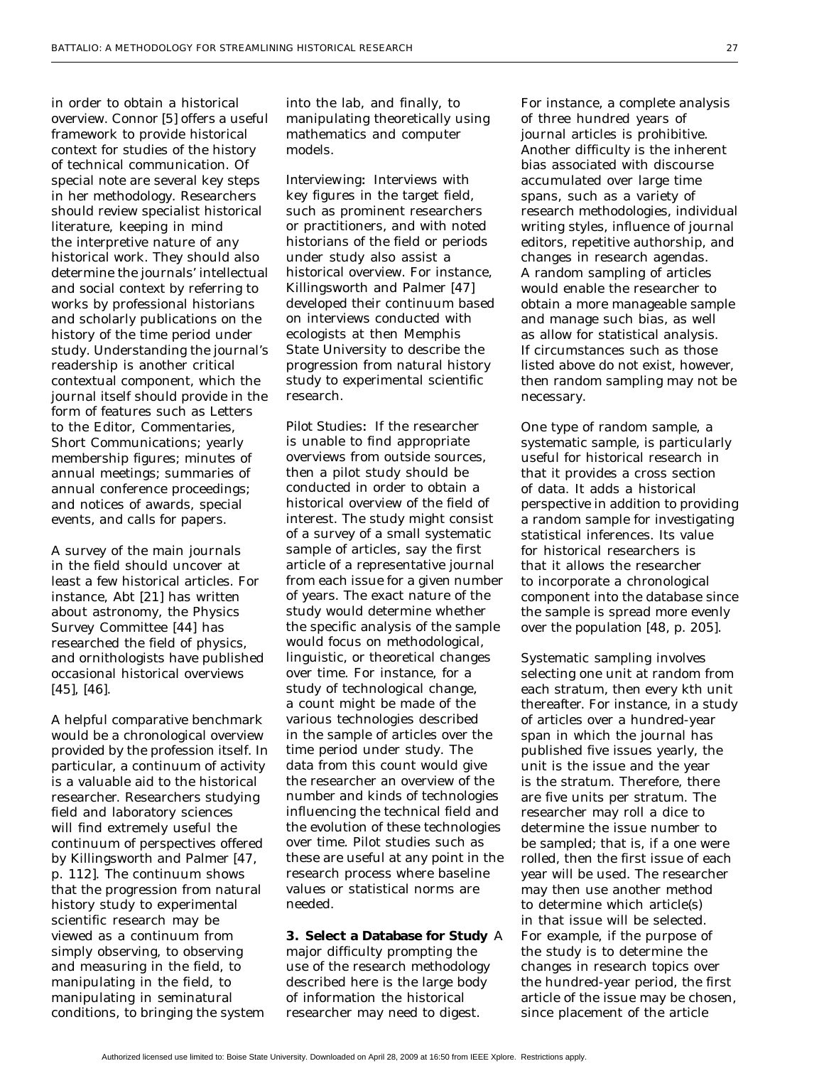in order to obtain a historical overview. Connor [5] offers a useful framework to provide historical context for studies of the history of technical communication. Of special note are several key steps in her methodology. Researchers should review specialist historical literature, keeping in mind the interpretive nature of any historical work. They should also determine the journals' intellectual and social context by referring to works by professional historians and scholarly publications on the history of the time period under study. Understanding the journal's readership is another critical contextual component, which the journal itself should provide in the form of features such as Letters to the Editor, Commentaries, Short Communications; yearly membership figures; minutes of annual meetings; summaries of annual conference proceedings; and notices of awards, special events, and calls for papers.

A survey of the main journals in the field should uncover at least a few historical articles. For instance, Abt [21] has written about astronomy, the Physics Survey Committee [44] has researched the field of physics, and ornithologists have published occasional historical overviews [45], [46].

A helpful comparative benchmark would be a chronological overview provided by the profession itself. In particular, a continuum of activity is a valuable aid to the historical researcher. Researchers studying field and laboratory sciences will find extremely useful the continuum of perspectives offered by Killingsworth and Palmer [47, p. 112]. The continuum shows that the progression from natural history study to experimental scientific research may be viewed as a continuum from simply observing, to observing and measuring in the field, to manipulating in the field, to manipulating in seminatural conditions, to bringing the system into the lab, and finally, to manipulating theoretically using mathematics and computer models.

*Interviewing***:** Interviews with key figures in the target field, such as prominent researchers or practitioners, and with noted historians of the field or periods under study also assist a historical overview. For instance, Killingsworth and Palmer [47] developed their continuum based on interviews conducted with ecologists at then Memphis State University to describe the progression from natural history study to experimental scientific research.

*Pilot Studies***:** If the researcher is unable to find appropriate overviews from outside sources, then a pilot study should be conducted in order to obtain a historical overview of the field of interest. The study might consist of a survey of a small systematic sample of articles, say the first article of a representative journal from each issue for a given number of years. The exact nature of the study would determine whether the specific analysis of the sample would focus on methodological, linguistic, or theoretical changes over time. For instance, for a study of technological change, a count might be made of the various technologies described in the sample of articles over the time period under study. The data from this count would give the researcher an overview of the number and kinds of technologies influencing the technical field and the evolution of these technologies over time. Pilot studies such as these are useful at any point in the research process where baseline values or statistical norms are needed.

**3. Select a Database for Study** A major difficulty prompting the use of the research methodology described here is the large body of information the historical researcher may need to digest. For instance, a complete analysis of three hundred years of journal articles is prohibitive. Another difficulty is the inherent bias associated with discourse accumulated over large time spans, such as a variety of research methodologies, individual writing styles, influence of journal editors, repetitive authorship, and changes in research agendas. A random sampling of articles would enable the researcher to obtain a more manageable sample and manage such bias, as well as allow for statistical analysis. If circumstances such as those listed above do not exist, however, then random sampling may not be necessary.

One type of random sample, a systematic sample, is particularly useful for historical research in that it provides a cross section of data. It adds a historical perspective in addition to providing a random sample for investigating statistical inferences. Its value for historical researchers is that it allows the researcher to incorporate a chronological component into the database since the sample is spread more evenly over the population [48, p. 205].

Systematic sampling involves selecting one unit at random from each stratum, then every kth unit thereafter. For instance, in a study of articles over a hundred-year span in which the journal has published five issues yearly, the unit is the issue and the year is the stratum. Therefore, there are five units per stratum. The researcher may roll a dice to determine the issue number to be sampled; that is, if a one were rolled, then the first issue of each year will be used. The researcher may then use another method to determine which article(s) in that issue will be selected. For example, if the purpose of the study is to determine the changes in research topics over the hundred-year period, the first article of the issue may be chosen, since placement of the article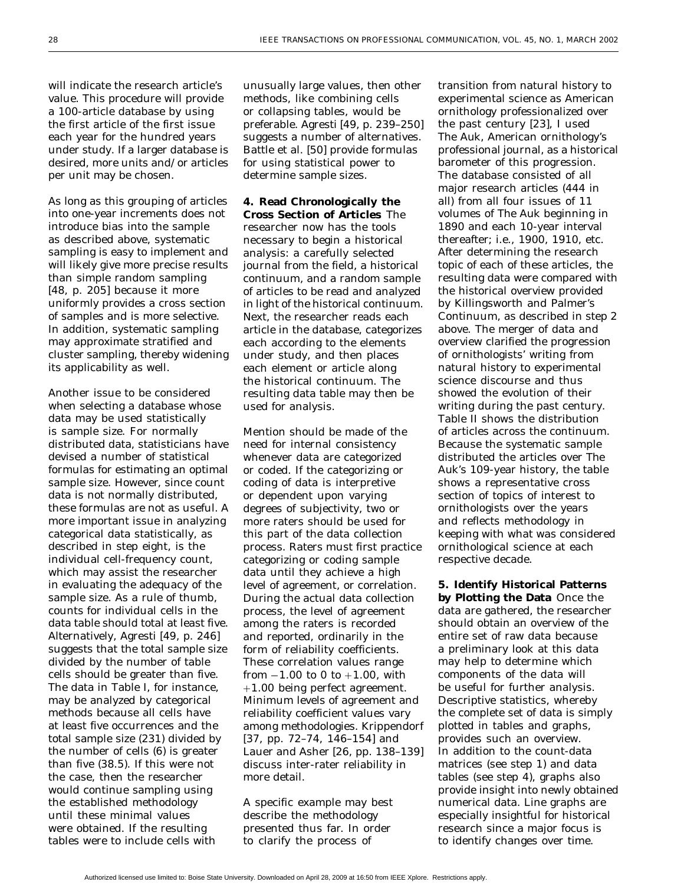will indicate the research article's value. This procedure will provide a 100-article database by using the first article of the first issue each year for the hundred years under study. If a larger database is desired, more units and/or articles per unit may be chosen.

As long as this grouping of articles into one-year increments does not introduce bias into the sample as described above, systematic sampling is easy to implement and will likely give more precise results than simple random sampling [48, p. 205] because it more uniformly provides a cross section of samples and is more selective. In addition, systematic sampling may approximate stratified and cluster sampling, thereby widening its applicability as well.

Another issue to be considered when selecting a database whose data may be used statistically is sample size. For normally distributed data, statisticians have devised a number of statistical formulas for estimating an optimal sample size. However, since count data is not normally distributed, these formulas are not as useful. A more important issue in analyzing categorical data statistically, as described in step eight, is the individual cell-frequency count, which may assist the researcher in evaluating the adequacy of the sample size. As a rule of thumb, counts for individual cells in the data table should total at least five. Alternatively, Agresti [49, p. 246] suggests that the total sample size divided by the number of table cells should be greater than five. The data in Table I, for instance, may be analyzed by categorical methods because all cells have at least five occurrences and the total sample size (231) divided by the number of cells (6) is greater than five (38.5). If this were not the case, then the researcher would continue sampling using the established methodology until these minimal values were obtained. If the resulting tables were to include cells with unusually large values, then other methods, like combining cells or collapsing tables, would be preferable. Agresti [49, p. 239–250] suggests a number of alternatives. Battle et al. [50] provide formulas for using statistical power to determine sample sizes.

**4. Read Chronologically the Cross Section of Articles** The researcher now has the tools necessary to begin a historical analysis: a carefully selected journal from the field, a historical continuum, and a random sample of articles to be read and analyzed in light of the historical continuum. Next, the researcher reads each article in the database, categorizes each according to the elements under study, and then places each element or article along the historical continuum. The resulting data table may then be used for analysis.

Mention should be made of the need for internal consistency whenever data are categorized or coded. If the categorizing or coding of data is interpretive or dependent upon varying degrees of subjectivity, two or more raters should be used for this part of the data collection process. Raters must first practice categorizing or coding sample data until they achieve a high level of agreement, or correlation. During the actual data collection process, the level of agreement among the raters is recorded and reported, ordinarily in the form of reliability coefficients. These correlation values range from $-1.00$ to 0 to $+1.00$, with $+1.00$ being perfect agreement. Minimum levels of agreement and reliability coefficient values vary among methodologies. Krippendorff [37, pp. 72–74, 146–154] and Lauer and Asher [26, pp. 138–139] discuss inter-rater reliability in more detail.

A specific example may best describe the methodology presented thus far. In order to clarify the process of transition from natural history to experimental science as American ornithology professionalized over the past century [23], I used *The Auk*, American ornithology's professional journal, as a historical barometer of this progression. The database consisted of all major research articles (444 in all) from all four issues of 11 volumes of *The Auk* beginning in 1890 and each 10-year interval thereafter; i.e., 1900, 1910, etc. After determining the research topic of each of these articles, the resulting data were compared with the historical overview provided by Killingsworth and Palmer's Continuum, as described in step 2 above. The merger of data and overview clarified the progression of ornithologists' writing from natural history to experimental science discourse and thus showed the evolution of their writing during the past century. Table II shows the distribution of articles across the continuum. Because the systematic sample distributed the articles over *The Auk*'s 109-year history, the table shows a representative cross section of topics of interest to ornithologists over the years and reflects methodology in keeping with what was considered ornithological science at each respective decade.

**5. Identify Historical Patterns by Plotting the Data** Once the data are gathered, the researcher should obtain an overview of the entire set of raw data because a preliminary look at this data may help to determine which components of the data will be useful for further analysis. Descriptive statistics, whereby the complete set of data is simply plotted in tables and graphs, provides such an overview. In addition to the count-data matrices (see step 1) and data tables (see step 4), graphs also provide insight into newly obtained numerical data. Line graphs are especially insightful for historical research since a major focus is to identify changes over time.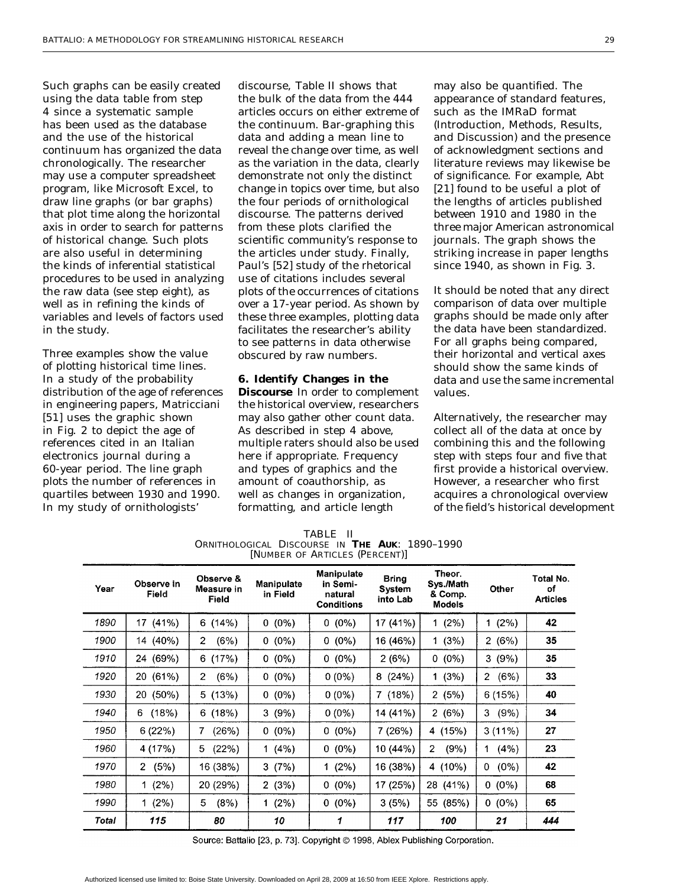Such graphs can be easily created using the data table from step 4 since a systematic sample has been used as the database and the use of the historical continuum has organized the data chronologically. The researcher may use a computer spreadsheet program, like Microsoft Excel, to draw line graphs (or bar graphs) that plot time along the horizontal axis in order to search for patterns of historical change. Such plots are also useful in determining the kinds of inferential statistical procedures to be used in analyzing the raw data (see step eight), as well as in refining the kinds of variables and levels of factors used in the study.

Three examples show the value of plotting historical time lines. In a study of the probability distribution of the age of references in engineering papers, Matricciani [51] uses the graphic shown in Fig. 2 to depict the age of references cited in an Italian electronics journal during a 60-year period. The line graph plots the number of references in quartiles between 1930 and 1990. In my study of ornithologists' discourse, Table II shows that the bulk of the data from the 444 articles occurs on either extreme of the continuum. Bar-graphing this data and adding a mean line to reveal the change over time, as well as the variation in the data, clearly demonstrate not only the distinct change in topics over time, but also the four periods of ornithological discourse. The patterns derived from these plots clarified the scientific community's response to the articles under study. Finally, Paul's [52] study of the rhetorical use of citations includes several plots of the occurrences of citations over a 17-year period. As shown by these three examples, plotting data facilitates the researcher's ability to see patterns in data otherwise obscured by raw numbers.

**6. Identify Changes in the Discourse** In order to complement the historical overview, researchers may also gather other count data. As described in step 4 above, multiple raters should also be used here if appropriate. Frequency and types of graphics and the amount of coauthorship, as well as changes in organization, formatting, and article length may also be quantified. The appearance of standard features, such as the IMRaD format (Introduction, Methods, Results, and Discussion) and the presence of acknowledgment sections and literature reviews may likewise be of significance. For example, Abt [21] found to be useful a plot of the lengths of articles published between 1910 and 1980 in the three major American astronomical journals. The graph shows the striking increase in paper lengths since 1940, as shown in Fig. 3.

It should be noted that any direct comparison of data over multiple graphs should be made only after the data have been standardized. For all graphs being compared, their horizontal and vertical axes should show the same kinds of data and use the same incremental values.

Alternatively, the researcher may collect all of the data at once by combining this and the following step with steps four and five that first provide a historical overview. However, a researcher who first acquires a chronological overview of the field's historical development

TABLE II
ORNITHOLOGICAL DISCOURSE IN *THE AUK*: 1890–1990
[NUMBER OF ARTICLES (PERCENT)]

| Year | Observe in Field | Observe & Measure in Field | Manipulate in Field | Manipulate in Semi-natural Conditions | Bring System into Lab | Theor. Sys./Math & Comp. Models | Other | Total No. of Articles |
|---|---|---|---|---|---|---|---|---|
| 1890 | 17 (41%) | 6 (14%) | 0 (0%) | 0 (0%) | 17 (41%) | 1 (2%) | 1 (2%) | 42 |
| 1900 | 14 (40%) | 2 (6%) | 0 (0%) | 0 (0%) | 16 (46%) | 1 (3%) | 2 (6%) | 35 |
| 1910 | 24 (69%) | 6 (17%) | 0 (0%) | 0 (0%) | 2 (6%) | 0 (0%) | 3 (9%) | 35 |
| 1920 | 20 (61%) | 2 (6%) | 0 (0%) | 0 (0%) | 8 (24%) | 1 (3%) | 2 (6%) | 33 |
| 1930 | 20 (50%) | 5 (13%) | 0 (0%) | 0 (0%) | 7 (18%) | 2 (5%) | 6 (15%) | 40 |
| 1940 | 6 (18%) | 6 (18%) | 3 (9%) | 0 (0%) | 14 (41%) | 2 (6%) | 3 (9%) | 34 |
| 1950 | 6 (22%) | 7 (26%) | 0 (0%) | 0 (0%) | 7 (26%) | 4 (15%) | 3 (11%) | 27 |
| 1960 | 4 (17%) | 5 (22%) | 1 (4%) | 0 (0%) | 10 (44%) | 2 (9%) | 1 (4%) | 23 |
| 1970 | 2 (5%) | 16 (38%) | 3 (7%) | 1 (2%) | 16 (38%) | 4 (10%) | 0 (0%) | 42 |
| 1980 | 1 (2%) | 20 (29%) | 2 (3%) | 0 (0%) | 17 (25%) | 28 (41%) | 0 (0%) | 68 |
| 1990 | 1 (2%) | 5 (8%) | 1 (2%) | 0 (0%) | 3 (5%) | 55 (85%) | 0 (0%) | 65 |
| ***Total*** | ***115*** | ***80*** | ***10*** | ***1*** | ***117*** | ***100*** | ***21*** | ***444*** |

Source: Battalio [23, p. 73]. Copyright © 1998, Ablex Publishing Corporation.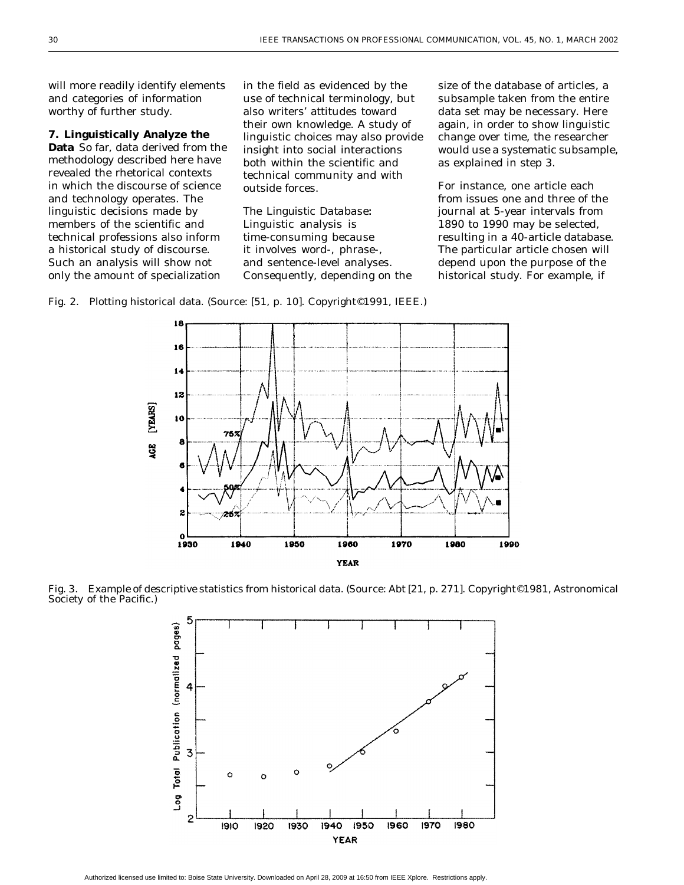will more readily identify elements and categories of information worthy of further study.

**7. Linguistically Analyze the Data** So far, data derived from the methodology described here have revealed the rhetorical contexts in which the discourse of science and technology operates. The linguistic decisions made by members of the scientific and technical professions also inform a historical study of discourse. Such an analysis will show not only the amount of specialization in the field as evidenced by the use of technical terminology, but also writers' attitudes toward their own knowledge. A study of linguistic choices may also provide insight into social interactions both within the scientific and technical community and with outside forces.

The Linguistic Database: Linguistic analysis is time-consuming because it involves word-, phrase-, and sentence-level analyses. Consequently, depending on the size of the database of articles, a subsample taken from the entire data set may be necessary. Here again, in order to show linguistic change over time, the researcher would use a systematic subsample, as explained in step 3.

For instance, one article each from issues one and three of the journal at 5-year intervals from 1890 to 1990 may be selected, resulting in a 40-article database. The particular article chosen will depend upon the purpose of the historical study. For example, if

Fig. 2. Plotting historical data. (Source: [51, p. 10]. Copyright©1991, IEEE.)

Fig. 3. Example of descriptive statistics from historical data. (Source: Abt [21, p. 271]. Copyright©1981, Astronomical Society of the Pacific.)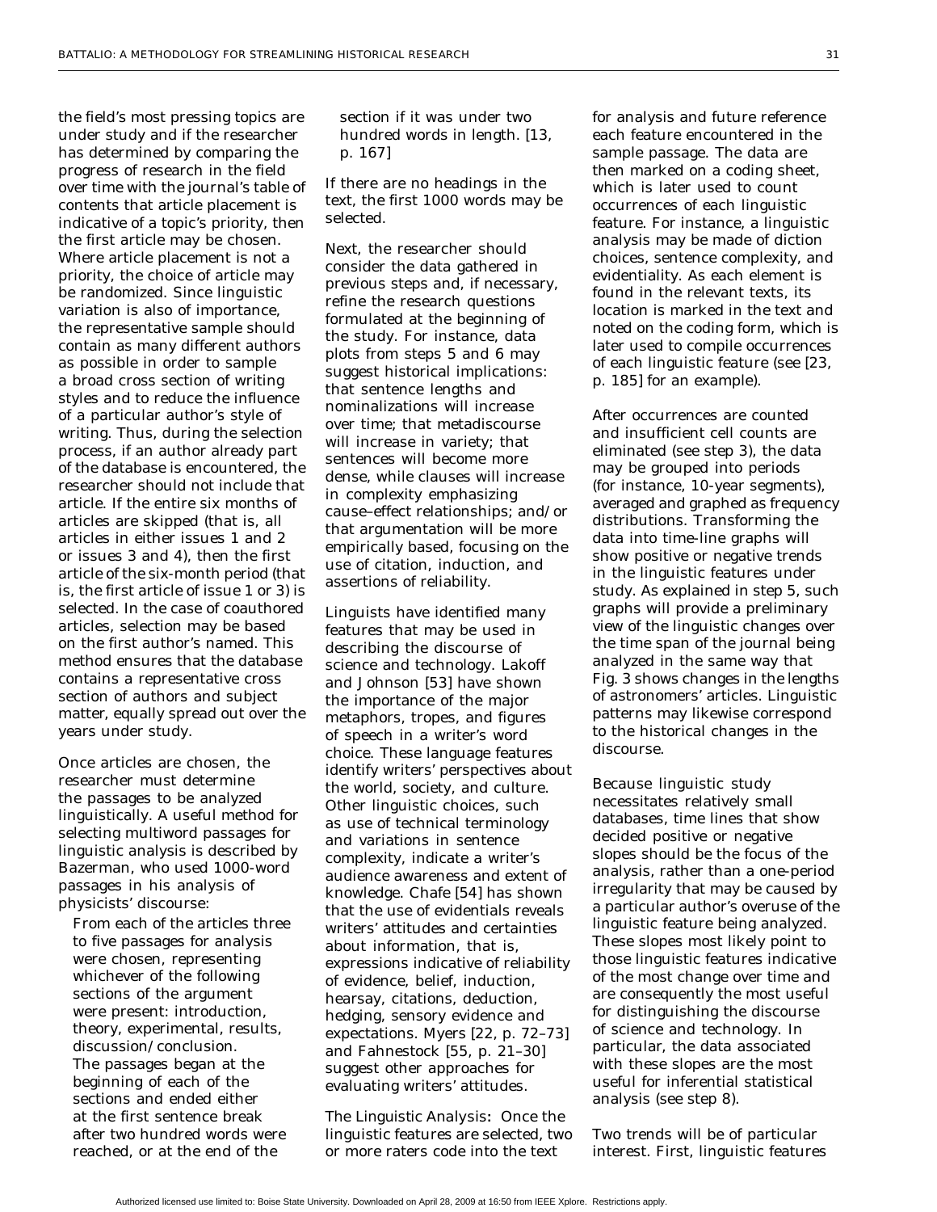the field's most pressing topics are under study and if the researcher has determined by comparing the progress of research in the field over time with the journal's table of contents that article placement is indicative of a topic's priority, then the first article may be chosen. Where article placement is not a priority, the choice of article may be randomized. Since linguistic variation is also of importance, the representative sample should contain as many different authors as possible in order to sample a broad cross section of writing styles and to reduce the influence of a particular author's style of writing. Thus, during the selection process, if an author already part of the database is encountered, the researcher should not include that article. If the entire six months of articles are skipped (that is, all articles in either issues 1 and 2 or issues 3 and 4), then the first article of the six-month period (that is, the first article of issue 1 or 3) is selected. In the case of coauthored articles, selection may be based on the first author's named. This method ensures that the database contains a representative cross section of authors and subject matter, equally spread out over the years under study.

Once articles are chosen, the researcher must determine the passages to be analyzed linguistically. A useful method for selecting multiword passages for linguistic analysis is described by Bazerman, who used 1000-word passages in his analysis of physicists' discourse:

> From each of the articles three to five passages for analysis were chosen, representing whichever of the following sections of the argument were present: introduction, theory, experimental, results, discussion/conclusion. The passages began at the beginning of each of the sections and ended either at the first sentence break after two hundred words were reached, or at the end of the section if it was under two hundred words in length. [13, p. 167]

If there are no headings in the text, the first 1000 words may be selected.

Next, the researcher should consider the data gathered in previous steps and, if necessary, refine the research questions formulated at the beginning of the study. For instance, data plots from steps 5 and 6 may suggest historical implications: that sentence lengths and nominalizations will increase over time; that metadiscourse will increase in variety; that sentences will become more dense, while clauses will increase in complexity emphasizing cause–effect relationships; and/or that argumentation will be more empirically based, focusing on the use of citation, induction, and assertions of reliability.

Linguists have identified many features that may be used in describing the discourse of science and technology. Lakoff and Johnson [53] have shown the importance of the major metaphors, tropes, and figures of speech in a writer's word choice. These language features identify writers' perspectives about the world, society, and culture. Other linguistic choices, such as use of technical terminology and variations in sentence complexity, indicate a writer's audience awareness and extent of knowledge. Chafe [54] has shown that the use of evidentials reveals writers' attitudes and certainties about information, that is, expressions indicative of reliability of evidence, belief, induction, hearsay, citations, deduction, hedging, sensory evidence and expectations. Myers [22, p. 72–73] and Fahnestock [55, p. 21–30] suggest other approaches for evaluating writers' attitudes.

*The Linguistic Analysis***:** Once the linguistic features are selected, two or more raters code into the text for analysis and future reference each feature encountered in the sample passage. The data are then marked on a coding sheet, which is later used to count occurrences of each linguistic feature. For instance, a linguistic analysis may be made of diction choices, sentence complexity, and evidentiality. As each element is found in the relevant texts, its location is marked in the text and noted on the coding form, which is later used to compile occurrences of each linguistic feature (see [23, p. 185] for an example).

After occurrences are counted and insufficient cell counts are eliminated (see step 3), the data may be grouped into periods (for instance, 10-year segments), averaged and graphed as frequency distributions. Transforming the data into time-line graphs will show positive or negative trends in the linguistic features under study. As explained in step 5, such graphs will provide a preliminary view of the linguistic changes over the time span of the journal being analyzed in the same way that Fig. 3 shows changes in the lengths of astronomers' articles. Linguistic patterns may likewise correspond to the historical changes in the discourse.

Because linguistic study necessitates relatively small databases, time lines that show decided positive or negative slopes should be the focus of the analysis, rather than a one-period irregularity that may be caused by a particular author's overuse of the linguistic feature being analyzed. These slopes most likely point to those linguistic features indicative of the most change over time and are consequently the most useful for distinguishing the discourse of science and technology. In particular, the data associated with these slopes are the most useful for inferential statistical analysis (see step 8).

Two trends will be of particular interest. First, linguistic features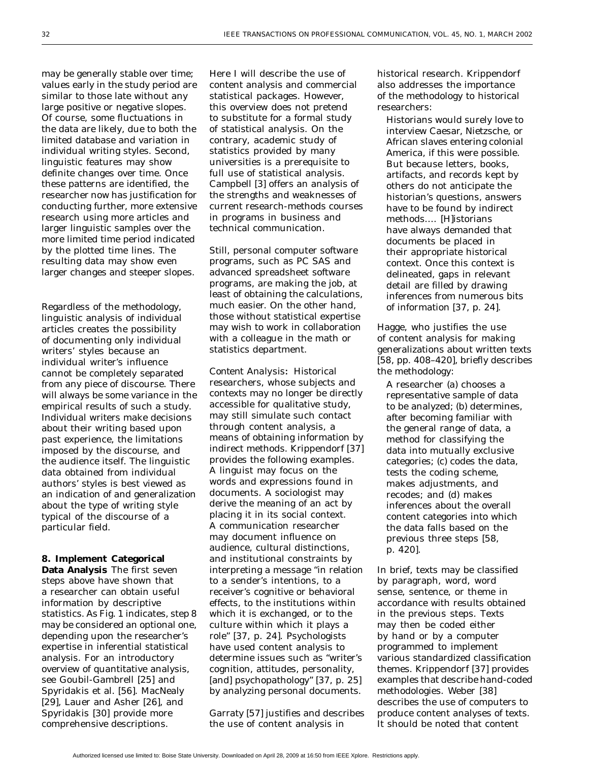may be generally stable over time; values early in the study period are similar to those late without any large positive or negative slopes. Of course, some fluctuations in the data are likely, due to both the limited database and variation in individual writing styles. Second, linguistic features may show definite changes over time. Once these patterns are identified, the researcher now has justification for conducting further, more extensive research using more articles and larger linguistic samples over the more limited time period indicated by the plotted time lines. The resulting data may show even larger changes and steeper slopes.

Regardless of the methodology, linguistic analysis of individual articles creates the possibility of documenting only individual writers' styles because an individual writer's influence cannot be completely separated from any piece of discourse. There will always be some variance in the empirical results of such a study. Individual writers make decisions about their writing based upon past experience, the limitations imposed by the discourse, and the audience itself. The linguistic data obtained from individual authors' styles is best viewed as an indication of and generalization about the type of writing style typical of the discourse of a particular field.

**8. Implement Categorical Data Analysis** The first seven steps above have shown that a researcher can obtain useful information by descriptive statistics. As Fig. 1 indicates, step 8 may be considered an optional one, depending upon the researcher's expertise in inferential statistical analysis. For an introductory overview of quantitative analysis, see Goubil-Gambrell [25] and Spyridakis et al. [56]. MacNealy [29], Lauer and Asher [26], and Spyridakis [30] provide more comprehensive descriptions.

Here I will describe the use of content analysis and commercial statistical packages. However, this overview does not pretend to substitute for a formal study of statistical analysis. On the contrary, academic study of statistics provided by many universities is a prerequisite to full use of statistical analysis. Campbell [3] offers an analysis of the strengths and weaknesses of current research-methods courses in programs in business and technical communication.

Still, personal computer software programs, such as PC SAS and advanced spreadsheet software programs, are making the job, at least of obtaining the calculations, much easier. On the other hand, those without statistical expertise may wish to work in collaboration with a colleague in the math or statistics department.

*Content Analysis***:** Historical researchers, whose subjects and contexts may no longer be directly accessible for qualitative study, may still simulate such contact through content analysis, a means of obtaining information by indirect methods. Krippendorf [37] provides the following examples. A linguist may focus on the words and expressions found in documents. A sociologist may derive the meaning of an act by placing it in its social context. A communication researcher may document influence on audience, cultural distinctions, and institutional constraints by interpreting a message "in relation to a sender's intentions, to a receiver's cognitive or behavioral effects, to the institutions within which it is exchanged, or to the culture within which it plays a role" [37, p. 24]. Psychologists have used content analysis to determine issues such as "writer's cognition, attitudes, personality, [and] psychopathology" [37, p. 25] by analyzing personal documents.

Garraty [57] justifies and describes the use of content analysis in historical research. Krippendorf also addresses the importance of the methodology to historical researchers:

> Historians would surely love to interview Caesar, Nietzsche, or African slaves entering colonial America, if this were possible. But because letters, books, artifacts, and records kept by others do not anticipate the historian's questions, answers have to be found by indirect methods.... [H]istorians have always demanded that documents be placed in their appropriate historical context. Once this context is delineated, gaps in relevant detail are filled by drawing inferences from numerous bits of information [37, p. 24].

Hagge, who justifies the use of content analysis for making generalizations about written texts [58, pp. 408–420], briefly describes the methodology:

> A researcher (a) chooses a representative sample of data to be analyzed; (b) determines, after becoming familiar with the general range of data, a method for classifying the data into mutually exclusive categories; (c) codes the data, tests the coding scheme, makes adjustments, and recodes; and (d) makes inferences about the overall content categories into which the data falls based on the previous three steps [58, p. 420].

In brief, texts may be classified by paragraph, word, word sense, sentence, or theme in accordance with results obtained in the previous steps. Texts may then be coded either by hand or by a computer programmed to implement various standardized classification themes. Krippendorf [37] provides examples that describe hand-coded methodologies. Weber [38] describes the use of computers to produce content analyses of texts. It should be noted that content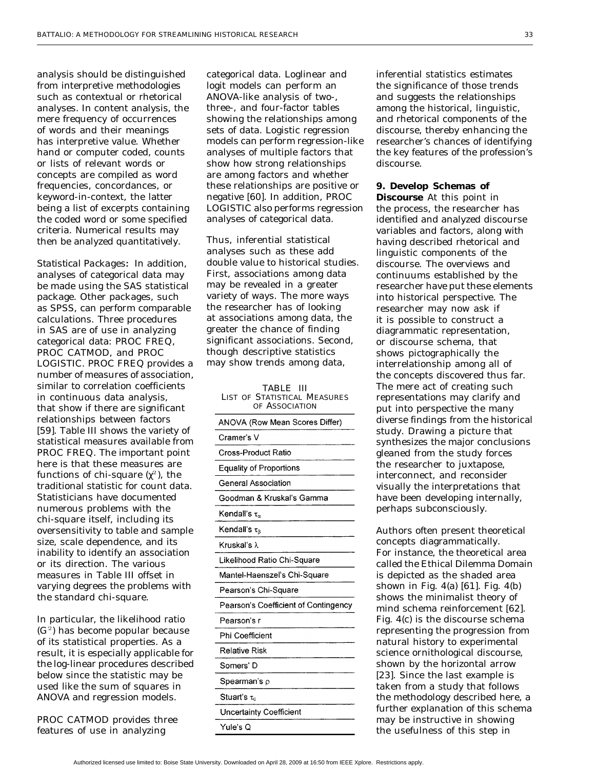analysis should be distinguished from interpretive methodologies such as contextual or rhetorical analyses. In content analysis, the mere frequency of occurrences of words and their meanings has interpretive value. Whether hand or computer coded, counts or lists of relevant words or concepts are compiled as word frequencies, concordances, or keyword-in-context, the latter being a list of excerpts containing the coded word or some specified criteria. Numerical results may then be analyzed quantitatively.

*Statistical Packages*: In addition, analyses of categorical data may be made using the SAS statistical package. Other packages, such as SPSS, can perform comparable calculations. Three procedures in SAS are of use in analyzing categorical data: PROC FREQ, PROC CATMOD, and PROC LOGISTIC. PROC FREQ provides a number of measures of association, similar to correlation coefficients in continuous data analysis, that show if there are significant relationships between factors [59]. Table III shows the variety of statistical measures available from PROC FREQ. The important point here is that these measures are functions of chi-square ($\chi^2$), the traditional statistic for count data. Statisticians have documented numerous problems with the chi-square itself, including its oversensitivity to table and sample size, scale dependence, and its inability to identify an association or its direction. The various measures in Table III offset in varying degrees the problems with the standard chi-square.

In particular, the likelihood ratio ($G^2$) has become popular because of its statistical properties. As a result, it is especially applicable for the log-linear procedures described below since the statistic may be used like the sum of squares in ANOVA and regression models.

PROC CATMOD provides three features of use in analyzing categorical data. Loglinear and logit models can perform an ANOVA-like analysis of two-, three-, and four-factor tables showing the relationships among sets of data. Logistic regression models can perform regression-like analyses of multiple factors that show how strong relationships are among factors and whether these relationships are positive or negative [60]. In addition, PROC LOGISTIC also performs regression analyses of categorical data.

Thus, inferential statistical analyses such as these add double value to historical studies. First, associations among data may be revealed in a greater variety of ways. The more ways the researcher has of looking at associations among data, the greater the chance of finding significant associations. Second, though descriptive statistics may show trends among data, inferential statistics estimates the significance of those trends and suggests the relationships among the historical, linguistic, and rhetorical components of the discourse, thereby enhancing the researcher's chances of identifying the key features of the profession's discourse.

TABLE III
LIST OF STATISTICAL MEASURES OF ASSOCIATION

| |
|---|
| ANOVA (Row Mean Scores Differ) |
| Cramer's V |
| Cross-Product Ratio |
| Equality of Proportions |
| General Association |
| Goodman & Kruskal's Gamma |
| Kendall's $\tau_\alpha$ |
| Kendall's $\tau_\beta$ |
| Kruskal's $\lambda$ |
| Likelihood Ratio Chi-Square |
| Mantel-Haenszel's Chi-Square |
| Pearson's Chi-Square |
| Pearson's Coefficient of Contingency |
| Pearson's r |
| Phi Coefficient |
| Relative Risk |
| Somers' D |
| Spearman's $\rho$ |
| Stuart's $\tau_c$ |
| Uncertainty Coefficient |
| Yule's Q |

**9. Develop Schemas of Discourse** At this point in the process, the researcher has identified and analyzed discourse variables and factors, along with having described rhetorical and linguistic components of the discourse. The overviews and continuums established by the researcher have put these elements into historical perspective. The researcher may now ask if it is possible to construct a diagrammatic representation, or discourse schema, that shows pictographically the interrelationship among all of the concepts discovered thus far. The mere act of creating such representations may clarify and put into perspective the many diverse findings from the historical study. Drawing a picture that synthesizes the major conclusions gleaned from the study forces the researcher to juxtapose, interconnect, and reconsider visually the interpretations that have been developing internally, perhaps subconsciously.

Authors often present theoretical concepts diagrammatically. For instance, the theoretical area called the Ethical Dilemma Domain is depicted as the shaded area shown in Fig. 4(a) [61]. Fig. 4(b) shows the minimalist theory of mind schema reinforcement [62]. Fig. 4(c) is the discourse schema representing the progression from natural history to experimental science ornithological discourse, shown by the horizontal arrow [23]. Since the last example is taken from a study that follows the methodology described here, a further explanation of this schema may be instructive in showing the usefulness of this step in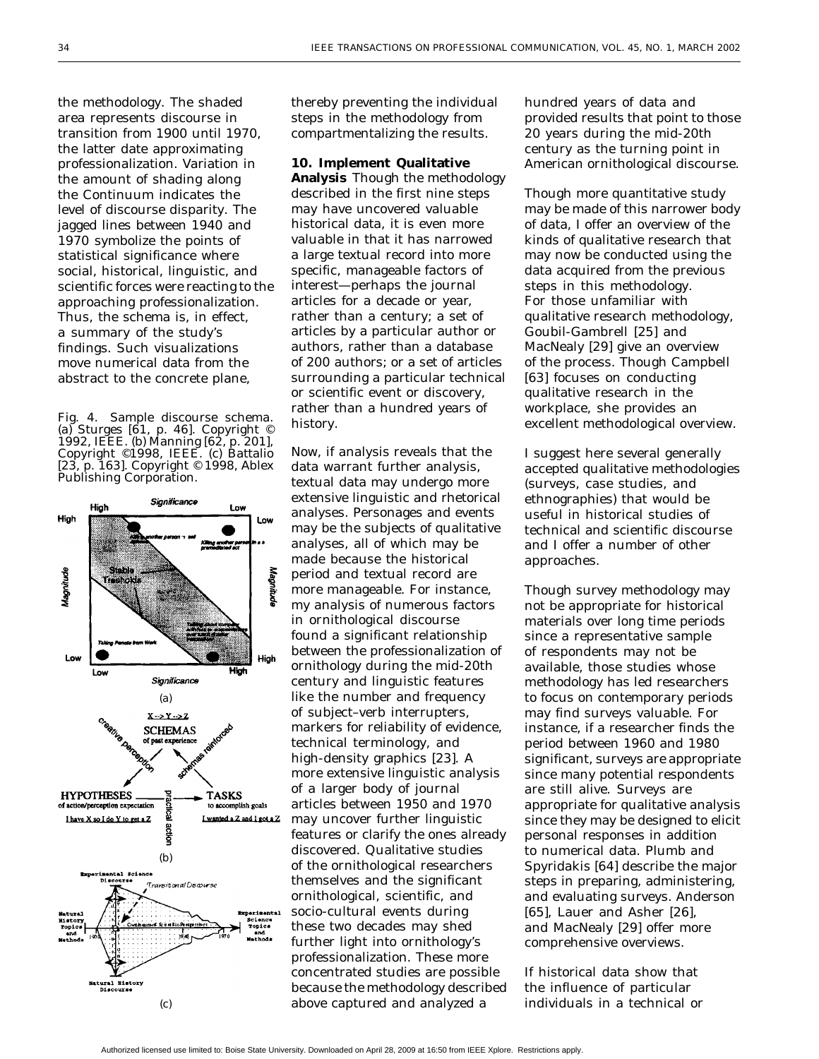the methodology. The shaded area represents discourse in transition from 1900 until 1970, the latter date approximating professionalization. Variation in the amount of shading along the Continuum indicates the level of discourse disparity. The jagged lines between 1940 and 1970 symbolize the points of statistical significance where social, historical, linguistic, and scientific forces were reacting to the approaching professionalization. Thus, the schema is, in effect, a summary of the study's findings. Such visualizations move numerical data from the abstract to the concrete plane, thereby preventing the individual steps in the methodology from compartmentalizing the results.

Fig. 4. Sample discourse schema. (a) Sturges [61, p. 46]. Copyright © 1992, IEEE. (b) Manning [62, p. 201], Copyright ©1998, IEEE. (c) Battalio [23, p. 163]. Copyright © 1998, Ablex Publishing Corporation.

**10. Implement Qualitative Analysis** Though the methodology described in the first nine steps may have uncovered valuable historical data, it is even more valuable in that it has narrowed a large textual record into more specific, manageable factors of interest—perhaps the journal articles for a decade or year, rather than a century; a set of articles by a particular author or authors, rather than a database of 200 authors; or a set of articles surrounding a particular technical or scientific event or discovery, rather than a hundred years of history.

Now, if analysis reveals that the data warrant further analysis, textual data may undergo more extensive linguistic and rhetorical analyses. Personages and events may be the subjects of qualitative analyses, all of which may be made because the historical period and textual record are more manageable. For instance, my analysis of numerous factors in ornithological discourse found a significant relationship between the professionalization of ornithology during the mid-20th century and linguistic features like the number and frequency of subject–verb interrupters, markers for reliability of evidence, technical terminology, and high-density graphics [23]. A more extensive linguistic analysis of a larger body of journal articles between 1950 and 1970 may uncover further linguistic features or clarify the ones already discovered. Qualitative studies of the ornithological researchers themselves and the significant ornithological, scientific, and socio-cultural events during these two decades may shed further light into ornithology's professionalization. These more concentrated studies are possible because the methodology described above captured and analyzed a hundred years of data and provided results that point to those 20 years during the mid-20th century as the turning point in American ornithological discourse.

Though more quantitative study may be made of this narrower body of data, I offer an overview of the kinds of qualitative research that may now be conducted using the data acquired from the previous steps in this methodology. For those unfamiliar with qualitative research methodology, Goubil-Gambrell [25] and MacNealy [29] give an overview of the process. Though Campbell [63] focuses on conducting qualitative research in the workplace, she provides an excellent methodological overview.

I suggest here several generally accepted qualitative methodologies (surveys, case studies, and ethnographies) that would be useful in historical studies of technical and scientific discourse and I offer a number of other approaches.

Though survey methodology may not be appropriate for historical materials over long time periods since a representative sample of respondents may not be available, those studies whose methodology has led researchers to focus on contemporary periods may find surveys valuable. For instance, if a researcher finds the period between 1960 and 1980 significant, surveys are appropriate since many potential respondents are still alive. Surveys are appropriate for qualitative analysis since they may be designed to elicit personal responses in addition to numerical data. Plumb and Spyridakis [64] describe the major steps in preparing, administering, and evaluating surveys. Anderson [65], Lauer and Asher [26], and MacNealy [29] offer more comprehensive overviews.

If historical data show that the influence of particular individuals in a technical or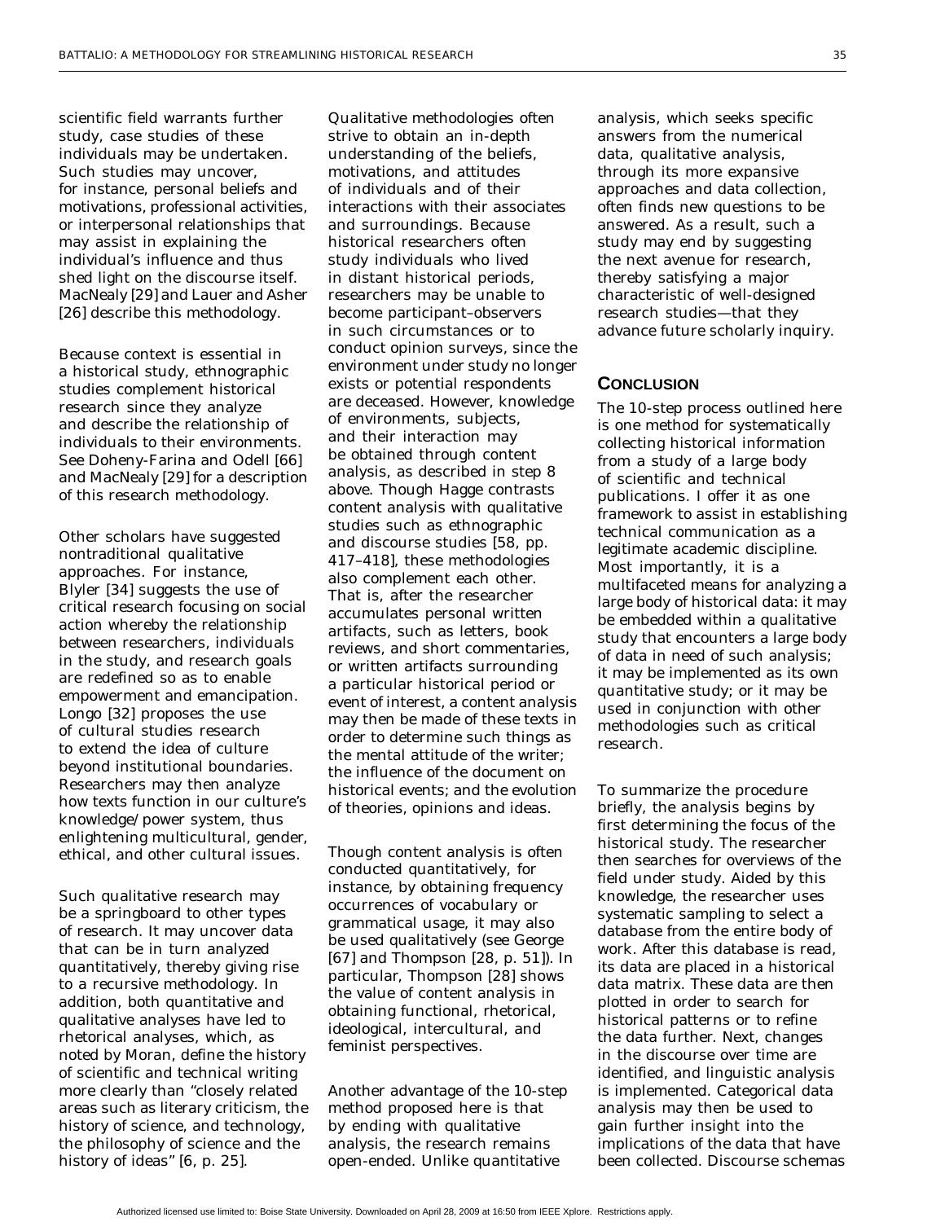scientific field warrants further study, case studies of these individuals may be undertaken. Such studies may uncover, for instance, personal beliefs and motivations, professional activities, or interpersonal relationships that may assist in explaining the individual's influence and thus shed light on the discourse itself. MacNealy [29] and Lauer and Asher [26] describe this methodology.

Because context is essential in a historical study, ethnographic studies complement historical research since they analyze and describe the relationship of individuals to their environments. See Doheny-Farina and Odell [66] and MacNealy [29] for a description of this research methodology.

Other scholars have suggested nontraditional qualitative approaches. For instance, Blyler [34] suggests the use of critical research focusing on social action whereby the relationship between researchers, individuals in the study, and research goals are redefined so as to enable empowerment and emancipation. Longo [32] proposes the use of cultural studies research to extend the idea of culture beyond institutional boundaries. Researchers may then analyze how texts function in our culture's knowledge/power system, thus enlightening multicultural, gender, ethical, and other cultural issues.

Such qualitative research may be a springboard to other types of research. It may uncover data that can be in turn analyzed quantitatively, thereby giving rise to a recursive methodology. In addition, both quantitative and qualitative analyses have led to rhetorical analyses, which, as noted by Moran, define the history of scientific and technical writing more clearly than "closely related areas such as literary criticism, the history of science, and technology, the philosophy of science and the history of ideas" [6, p. 25].

Qualitative methodologies often strive to obtain an in-depth understanding of the beliefs, motivations, and attitudes of individuals and of their interactions with their associates and surroundings. Because historical researchers often study individuals who lived in distant historical periods, researchers may be unable to become participant–observers in such circumstances or to conduct opinion surveys, since the environment under study no longer exists or potential respondents are deceased. However, knowledge of environments, subjects, and their interaction may be obtained through content analysis, as described in step 8 above. Though Hagge contrasts content analysis with qualitative studies such as ethnographic and discourse studies [58, pp. 417–418], these methodologies also complement each other. That is, after the researcher accumulates personal written artifacts, such as letters, book reviews, and short commentaries, or written artifacts surrounding a particular historical period or event of interest, a content analysis may then be made of these texts in order to determine such things as the mental attitude of the writer; the influence of the document on historical events; and the evolution of theories, opinions and ideas.

Though content analysis is often conducted quantitatively, for instance, by obtaining frequency occurrences of vocabulary or grammatical usage, it may also be used qualitatively (see George [67] and Thompson [28, p. 51]). In particular, Thompson [28] shows the value of content analysis in obtaining functional, rhetorical, ideological, intercultural, and feminist perspectives.

Another advantage of the 10-step method proposed here is that by ending with qualitative analysis, the research remains open-ended. Unlike quantitative analysis, which seeks specific answers from the numerical data, qualitative analysis, through its more expansive approaches and data collection, often finds new questions to be answered. As a result, such a study may end by suggesting the next avenue for research, thereby satisfying a major characteristic of well-designed research studies—that they advance future scholarly inquiry.

## CONCLUSION

The 10-step process outlined here is one method for systematically collecting historical information from a study of a large body of scientific and technical publications. I offer it as one framework to assist in establishing technical communication as a legitimate academic discipline. Most importantly, it is a multifaceted means for analyzing a large body of historical data: it may be embedded within a qualitative study that encounters a large body of data in need of such analysis; it may be implemented as its own quantitative study; or it may be used in conjunction with other methodologies such as critical research.

To summarize the procedure briefly, the analysis begins by first determining the focus of the historical study. The researcher then searches for overviews of the field under study. Aided by this knowledge, the researcher uses systematic sampling to select a database from the entire body of work. After this database is read, its data are placed in a historical data matrix. These data are then plotted in order to search for historical patterns or to refine the data further. Next, changes in the discourse over time are identified, and linguistic analysis is implemented. Categorical data analysis may then be used to gain further insight into the implications of the data that have been collected. Discourse schemas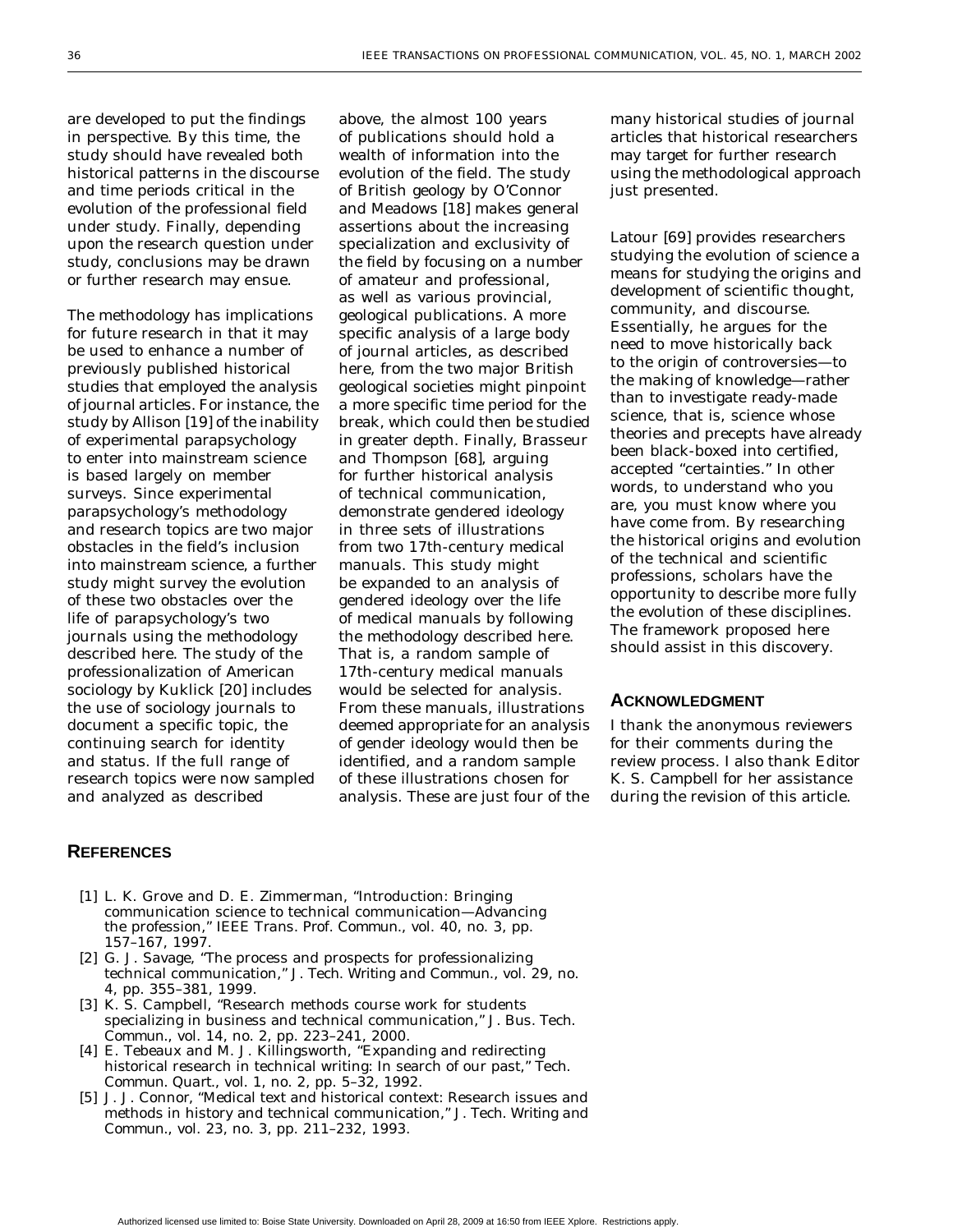are developed to put the findings in perspective. By this time, the study should have revealed both historical patterns in the discourse and time periods critical in the evolution of the professional field under study. Finally, depending upon the research question under study, conclusions may be drawn or further research may ensue.

The methodology has implications for future research in that it may be used to enhance a number of previously published historical studies that employed the analysis of journal articles. For instance, the study by Allison [19] of the inability of experimental parapsychology to enter into mainstream science is based largely on member surveys. Since experimental parapsychology's methodology and research topics are two major obstacles in the field's inclusion into mainstream science, a further study might survey the evolution of these two obstacles over the life of parapsychology's two journals using the methodology described here. The study of the professionalization of American sociology by Kuklick [20] includes the use of sociology journals to document a specific topic, the continuing search for identity and status. If the full range of research topics were now sampled and analyzed as described above, the almost 100 years of publications should hold a wealth of information into the evolution of the field. The study of British geology by O'Connor and Meadows [18] makes general assertions about the increasing specialization and exclusivity of the field by focusing on a number of amateur and professional, as well as various provincial, geological publications. A more specific analysis of a large body of journal articles, as described here, from the two major British geological societies might pinpoint a more specific time period for the break, which could then be studied in greater depth. Finally, Brasseur and Thompson [68], arguing for further historical analysis of technical communication, demonstrate gendered ideology in three sets of illustrations from two 17th-century medical manuals. This study might be expanded to an analysis of gendered ideology over the life of medical manuals by following the methodology described here. That is, a random sample of 17th-century medical manuals would be selected for analysis. From these manuals, illustrations deemed appropriate for an analysis of gender ideology would then be identified, and a random sample of these illustrations chosen for analysis. These are just four of the many historical studies of journal articles that historical researchers may target for further research using the methodological approach just presented.

Latour [69] provides researchers studying the evolution of science a means for studying the origins and development of scientific thought, community, and discourse. Essentially, he argues for the need to move historically back to the origin of controversies—to the making of knowledge—rather than to investigate ready-made science, that is, science whose theories and precepts have already been black-boxed into certified, accepted "certainties." In other words, to understand who you are, you must know where you have come from. By researching the historical origins and evolution of the technical and scientific professions, scholars have the opportunity to describe more fully the evolution of these disciplines. The framework proposed here should assist in this discovery.

## ACKNOWLEDGMENT

I thank the anonymous reviewers for their comments during the review process. I also thank Editor K. S. Campbell for her assistance during the revision of this article.

## REFERENCES

[1] L. K. Grove and D. E. Zimmerman, "Introduction: Bringing communication science to technical communication—Advancing the profession," *IEEE Trans. Prof. Commun.*, vol. 40, no. 3, pp. 157–167, 1997.

[2] G. J. Savage, "The process and prospects for professionalizing technical communication," *J. Tech. Writing and Commun.*, vol. 29, no. 4, pp. 355–381, 1999.

[3] K. S. Campbell, "Research methods course work for students specializing in business and technical communication," *J. Bus. Tech. Commun.*, vol. 14, no. 2, pp. 223–241, 2000.

[4] E. Tebeaux and M. J. Killingsworth, "Expanding and redirecting historical research in technical writing: In search of our past," *Tech. Commun. Quart.*, vol. 1, no. 2, pp. 5–32, 1992.

[5] J. J. Connor, "Medical text and historical context: Research issues and methods in history and technical communication," *J. Tech. Writing and Commun.*, vol. 23, no. 3, pp. 211–232, 1993.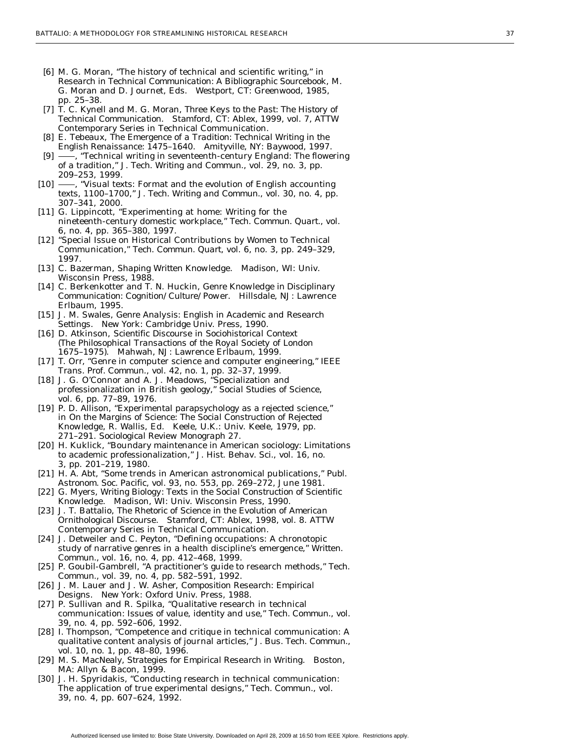[6] M. G. Moran, "The history of technical and scientific writing," in *Research in Technical Communication: A Bibliographic Sourcebook*, M. G. Moran and D. Journet, Eds. Westport, CT: Greenwood, 1985, pp. 25–38.

[7] T. C. Kynell and M. G. Moran, *Three Keys to the Past: The History of Technical Communication*. Stamford, CT: Ablex, 1999, vol. 7, ATTW Contemporary Series in Technical Communication.

[8] E. Tebeaux, *The Emergence of a Tradition: Technical Writing in the English Renaissance: 1475–1640*. Amityville, NY: Baywood, 1997.

[9] ——, "Technical writing in seventeenth-century England: The flowering of a tradition," *J. Tech. Writing and Commun.*, vol. 29, no. 3, pp. 209–253, 1999.

[10] ——, "Visual texts: Format and the evolution of English accounting texts, 1100–1700," *J. Tech. Writing and Commun.*, vol. 30, no. 4, pp. 307–341, 2000.

[11] G. Lippincott, "Experimenting at home: Writing for the nineteenth-century domestic workplace," *Tech. Commun. Quart.*, vol. 6, no. 4, pp. 365–380, 1997.

[12] "Special Issue on Historical Contributions by Women to Technical Communication," *Tech. Commun. Quart*, vol. 6, no. 3, pp. 249–329, 1997.

[13] C. Bazerman, *Shaping Written Knowledge*. Madison, WI: Univ. Wisconsin Press, 1988.

[14] C. Berkenkotter and T. N. Huckin, *Genre Knowledge in Disciplinary Communication: Cognition/Culture/Power*. Hillsdale, NJ: Lawrence Erlbaum, 1995.

[15] J. M. Swales, *Genre Analysis: English in Academic and Research Settings*. New York: Cambridge Univ. Press, 1990.

[16] D. Atkinson, *Scientific Discourse in Sociohistorical Context (The Philosophical Transactions of the Royal Society of London 1675–1975)*. Mahwah, NJ: Lawrence Erlbaum, 1999.

[17] T. Orr, "Genre in computer science and computer engineering," *IEEE Trans. Prof. Commun.*, vol. 42, no. 1, pp. 32–37, 1999.

[18] J. G. O'Connor and A. J. Meadows, "Specialization and professionalization in British geology," *Social Studies of Science*, vol. 6, pp. 77–89, 1976.

[19] P. D. Allison, "Experimental parapsychology as a rejected science," in *On the Margins of Science: The Social Construction of Rejected Knowledge*, R. Wallis, Ed. Keele, U.K.: Univ. Keele, 1979, pp. 271–291. Sociological Review Monograph 27.

[20] H. Kuklick, "Boundary maintenance in American sociology: Limitations to academic professionalization," *J. Hist. Behav. Sci.*, vol. 16, no. 3, pp. 201–219, 1980.

[21] H. A. Abt, "Some trends in American astronomical publications," *Publ. Astronom. Soc. Pacific*, vol. 93, no. 553, pp. 269–272, June 1981.

[22] G. Myers, *Writing Biology: Texts in the Social Construction of Scientific Knowledge*. Madison, WI: Univ. Wisconsin Press, 1990.

[23] J. T. Battalio, *The Rhetoric of Science in the Evolution of American Ornithological Discourse*. Stamford, CT: Ablex, 1998, vol. 8. ATTW Contemporary Series in Technical Communication.

[24] J. Detweiler and C. Peyton, "Defining occupations: A chronotopic study of narrative genres in a health discipline's emergence," *Written. Commun.*, vol. 16, no. 4, pp. 412–468, 1999.

[25] P. Goubil-Gambrell, "A practitioner's guide to research methods," *Tech. Commun.*, vol. 39, no. 4, pp. 582–591, 1992.

[26] J. M. Lauer and J. W. Asher, *Composition Research: Empirical Designs*. New York: Oxford Univ. Press, 1988.

[27] P. Sullivan and R. Spilka, "Qualitative research in technical communication: Issues of value, identity and use," *Tech. Commun.*, vol. 39, no. 4, pp. 592–606, 1992.

[28] I. Thompson, "Competence and critique in technical communication: A qualitative content analysis of journal articles," *J. Bus. Tech. Commun.*, vol. 10, no. 1, pp. 48–80, 1996.

[29] M. S. MacNealy, *Strategies for Empirical Research in Writing*. Boston, MA: Allyn & Bacon, 1999.

[30] J. H. Spyridakis, "Conducting research in technical communication: The application of true experimental designs," *Tech. Commun.*, vol. 39, no. 4, pp. 607–624, 1992.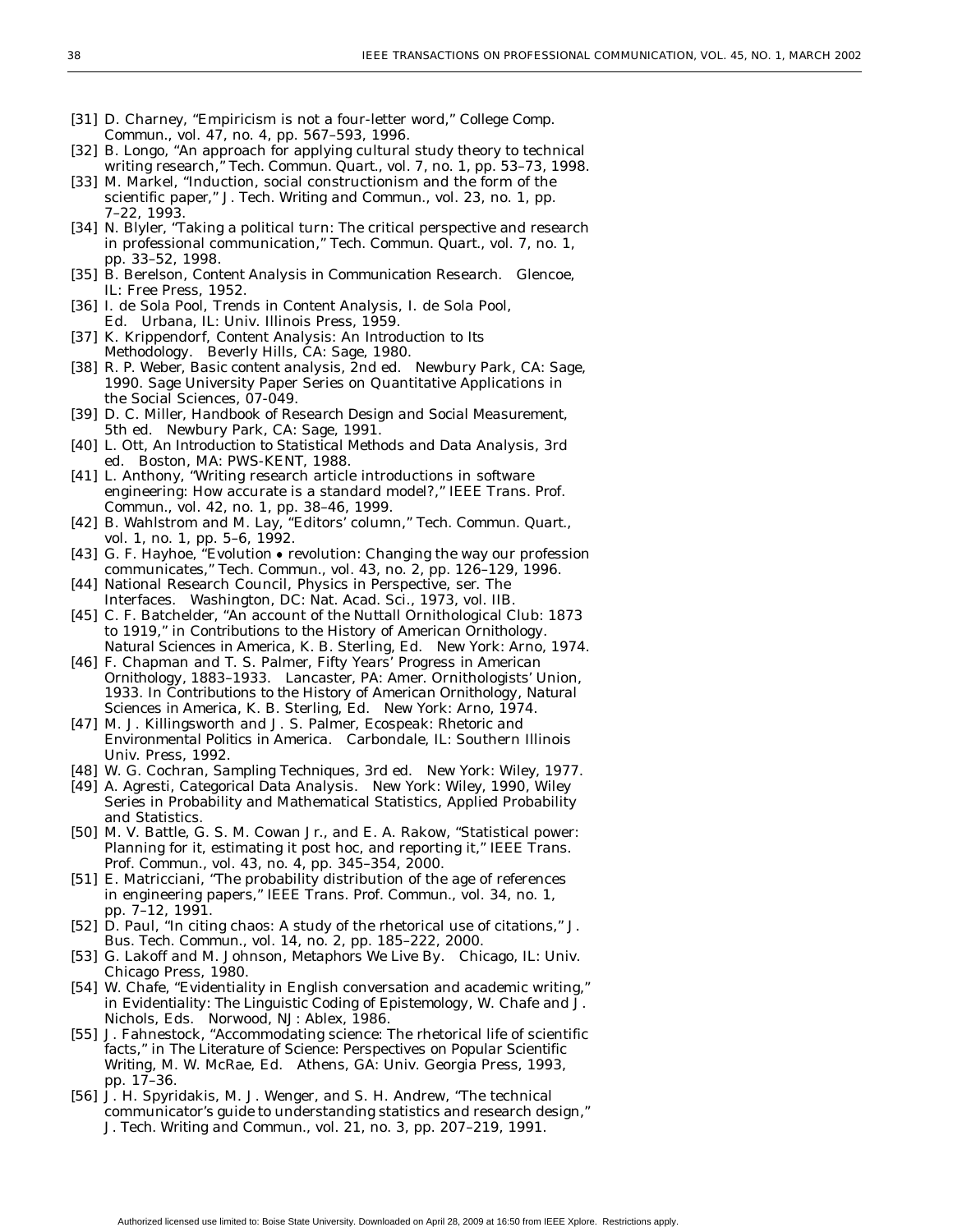[31] D. Charney, "Empiricism is not a four-letter word," College Comp. Commun., vol. 47, no. 4, pp. 567–593, 1996.

[32] B. Longo, "An approach for applying cultural study theory to technical writing research," Tech. Commun. Quart., vol. 7, no. 1, pp. 53–73, 1998.

[33] M. Markel, "Induction, social constructionism and the form of the scientific paper," J. Tech. Writing and Commun., vol. 23, no. 1, pp. 7–22, 1993.

[34] N. Blyler, "Taking a political turn: The critical perspective and research in professional communication," Tech. Commun. Quart., vol. 7, no. 1, pp. 33–52, 1998.

[35] B. Berelson, Content Analysis in Communication Research. Glencoe, IL: Free Press, 1952.

[36] I. de Sola Pool, Trends in Content Analysis, I. de Sola Pool, Ed. Urbana, IL: Univ. Illinois Press, 1959.

[37] K. Krippendorf, Content Analysis: An Introduction to Its Methodology. Beverly Hills, CA: Sage, 1980.

[38] R. P. Weber, Basic content analysis, 2nd ed. Newbury Park, CA: Sage, 1990. Sage University Paper Series on Quantitative Applications in the Social Sciences, 07-049.

[39] D. C. Miller, Handbook of Research Design and Social Measurement, 5th ed. Newbury Park, CA: Sage, 1991.

[40] L. Ott, An Introduction to Statistical Methods and Data Analysis, 3rd ed. Boston, MA: PWS-KENT, 1988.

[41] L. Anthony, "Writing research article introductions in software engineering: How accurate is a standard model?," IEEE Trans. Prof. Commun., vol. 42, no. 1, pp. 38–46, 1999.

[42] B. Wahlstrom and M. Lay, "Editors' column," Tech. Commun. Quart., vol. 1, no. 1, pp. 5–6, 1992.

[43] G. F. Hayhoe, "Evolution • revolution: Changing the way our profession communicates," Tech. Commun., vol. 43, no. 2, pp. 126–129, 1996.

[44] National Research Council, Physics in Perspective, ser. The Interfaces. Washington, DC: Nat. Acad. Sci., 1973, vol. IIB.

[45] C. F. Batchelder, "An account of the Nuttall Ornithological Club: 1873 to 1919," in Contributions to the History of American Ornithology. Natural Sciences in America, K. B. Sterling, Ed. New York: Arno, 1974.

[46] F. Chapman and T. S. Palmer, Fifty Years' Progress in American Ornithology, 1883–1933. Lancaster, PA: Amer. Ornithologists' Union, 1933. In Contributions to the History of American Ornithology, Natural Sciences in America, K. B. Sterling, Ed. New York: Arno, 1974.

[47] M. J. Killingsworth and J. S. Palmer, Ecospeak: Rhetoric and Environmental Politics in America. Carbondale, IL: Southern Illinois Univ. Press, 1992.

[48] W. G. Cochran, Sampling Techniques, 3rd ed. New York: Wiley, 1977.

[49] A. Agresti, Categorical Data Analysis. New York: Wiley, 1990, Wiley Series in Probability and Mathematical Statistics, Applied Probability and Statistics.

[50] M. V. Battle, G. S. M. Cowan Jr., and E. A. Rakow, "Statistical power: Planning for it, estimating it post hoc, and reporting it," IEEE Trans. Prof. Commun., vol. 43, no. 4, pp. 345–354, 2000.

[51] E. Matricciani, "The probability distribution of the age of references in engineering papers," IEEE Trans. Prof. Commun., vol. 34, no. 1, pp. 7–12, 1991.

[52] D. Paul, "In citing chaos: A study of the rhetorical use of citations," J. Bus. Tech. Commun., vol. 14, no. 2, pp. 185–222, 2000.

[53] G. Lakoff and M. Johnson, Metaphors We Live By. Chicago, IL: Univ. Chicago Press, 1980.

[54] W. Chafe, "Evidentiality in English conversation and academic writing," in Evidentiality: The Linguistic Coding of Epistemology, W. Chafe and J. Nichols, Eds. Norwood, NJ: Ablex, 1986.

[55] J. Fahnestock, "Accommodating science: The rhetorical life of scientific facts," in The Literature of Science: Perspectives on Popular Scientific Writing, M. W. McRae, Ed. Athens, GA: Univ. Georgia Press, 1993, pp. 17–36.

[56] J. H. Spyridakis, M. J. Wenger, and S. H. Andrew, "The technical communicator's guide to understanding statistics and research design," J. Tech. Writing and Commun., vol. 21, no. 3, pp. 207–219, 1991.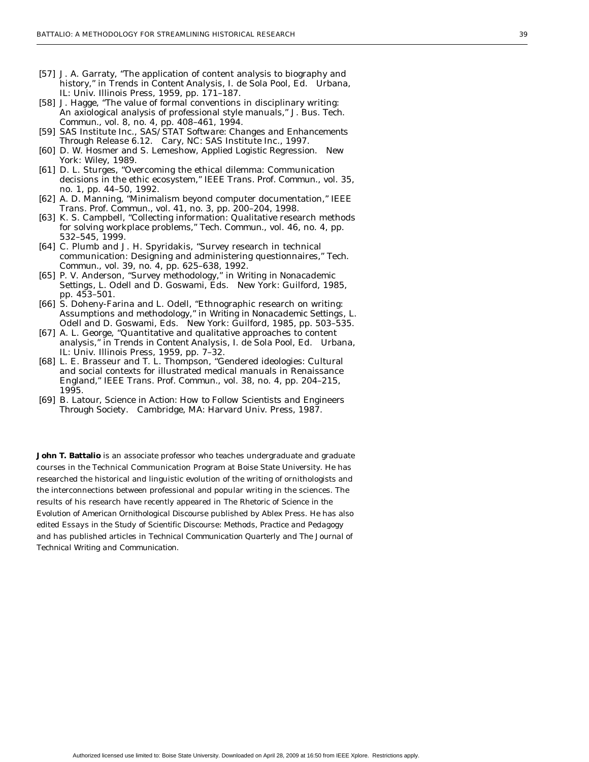[57] J. A. Garraty, "The application of content analysis to biography and history," in *Trends in Content Analysis*, I. de Sola Pool, Ed. Urbana, IL: Univ. Illinois Press, 1959, pp. 171–187.

[58] J. Hagge, "The value of formal conventions in disciplinary writing: An axiological analysis of professional style manuals," *J. Bus. Tech. Commun.*, vol. 8, no. 4, pp. 408–461, 1994.

[59] SAS Institute Inc., *SAS/STAT Software: Changes and Enhancements Through Release 6.12*. Cary, NC: SAS Institute Inc., 1997.

[60] D. W. Hosmer and S. Lemeshow, *Applied Logistic Regression*. New York: Wiley, 1989.

[61] D. L. Sturges, "Overcoming the ethical dilemma: Communication decisions in the ethic ecosystem," *IEEE Trans. Prof. Commun.*, vol. 35, no. 1, pp. 44–50, 1992.

[62] A. D. Manning, "Minimalism beyond computer documentation," *IEEE Trans. Prof. Commun.*, vol. 41, no. 3, pp. 200–204, 1998.

[63] K. S. Campbell, "Collecting information: Qualitative research methods for solving workplace problems," *Tech. Commun.*, vol. 46, no. 4, pp. 532–545, 1999.

[64] C. Plumb and J. H. Spyridakis, "Survey research in technical communication: Designing and administering questionnaires," *Tech. Commun.*, vol. 39, no. 4, pp. 625–638, 1992.

[65] P. V. Anderson, "Survey methodology," in *Writing in Nonacademic Settings*, L. Odell and D. Goswami, Eds. New York: Guilford, 1985, pp. 453–501.

[66] S. Doheny-Farina and L. Odell, "Ethnographic research on writing: Assumptions and methodology," in *Writing in Nonacademic Settings*, L. Odell and D. Goswami, Eds. New York: Guilford, 1985, pp. 503–535.

[67] A. L. George, "Quantitative and qualitative approaches to content analysis," in *Trends in Content Analysis*, I. de Sola Pool, Ed. Urbana, IL: Univ. Illinois Press, 1959, pp. 7–32.

[68] L. E. Brasseur and T. L. Thompson, "Gendered ideologies: Cultural and social contexts for illustrated medical manuals in Renaissance England," *IEEE Trans. Prof. Commun.*, vol. 38, no. 4, pp. 204–215, 1995.

[69] B. Latour, *Science in Action: How to Follow Scientists and Engineers Through Society*. Cambridge, MA: Harvard Univ. Press, 1987.

**John T. Battalio** is an associate professor who teaches undergraduate and graduate courses in the Technical Communication Program at Boise State University. He has researched the historical and linguistic evolution of the writing of ornithologists and the interconnections between professional and popular writing in the sciences. The results of his research have recently appeared in *The Rhetoric of Science in the Evolution of American Ornithological Discourse* published by Ablex Press. He has also edited *Essays in the Study of Scientific Discourse: Methods, Practice and Pedagogy* and has published articles in *Technical Communication Quarterly* and *The Journal of Technical Writing and Communication*.